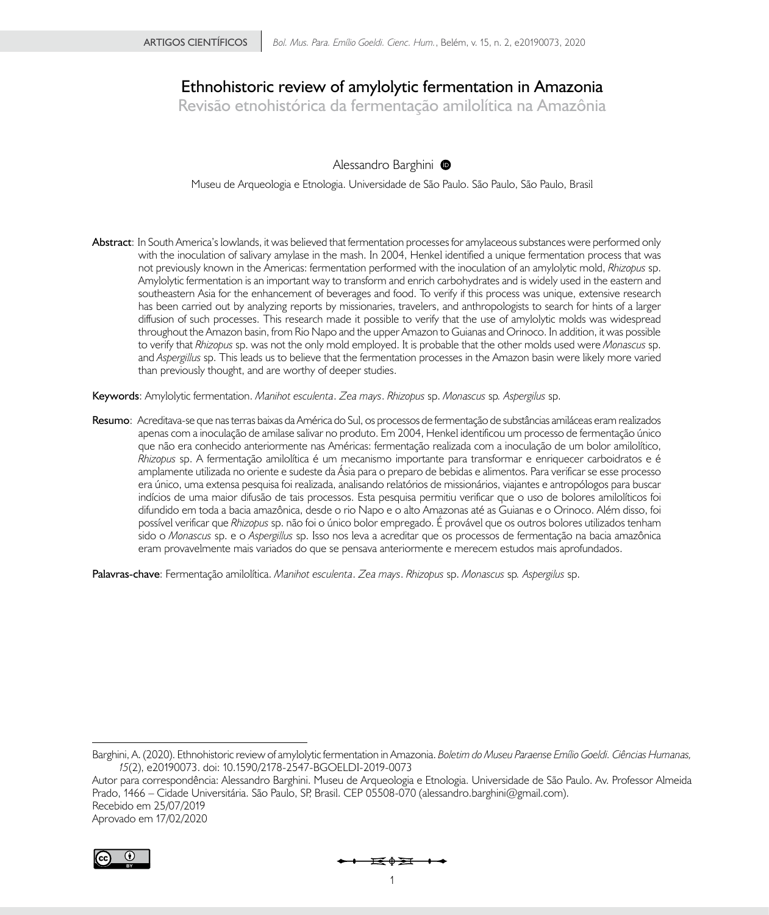# Ethnohistoric review of amylolytic fermentation in Amazonia

## Revisão etnohistórica da fermentação amilolítica na Amazônia

Alessandro Barghini

Museu de Arqueologia e Etnologia. Universidade de São Paulo. São Paulo, São Paulo, Brasil

**Abstract**: In South America's lowlands, it was believed that fermentation processes for amylaceous substances were performed only with the inoculation of salivary amylase in the mash. In 2004, Henkel identified a unique fermentation process that was not previously known in the Americas: fermentation performed with the inoculation of an amylolytic mold, *Rhizopus* sp. Amylolytic fermentation is an important way to transform and enrich carbohydrates and is widely used in the eastern and southeastern Asia for the enhancement of beverages and food. To verify if this process was unique, extensive research has been carried out by analyzing reports by missionaries, travelers, and anthropologists to search for hints of a larger diffusion of such processes. This research made it possible to verify that the use of amylolytic molds was widespread throughout the Amazon basin, from Rio Napo and the upper Amazon to Guianas and Orinoco. In addition, it was possible to verify that *Rhizopus* sp. was not the only mold employed. It is probable that the other molds used were *Monascus* sp. and *Aspergillus* sp. This leads us to believe that the fermentation processes in the Amazon basin were likely more varied than previously thought, and are worthy of deeper studies.

**Keywords**: Amylolytic fermentation. *Manihot esculenta*. *Zea mays*. *Rhizopus* sp. *Monascus* sp. *Aspergillus* sp.

**Resumo**: Acreditava-se que nas terras baixas da América do Sul, os processos de fermentação de substâncias amiláceas eram realizados apenas com a inoculação de amilase salivar no produto. Em 2004, Henkel identificou um processo de fermentação único que não era conhecido anteriormente nas Américas: fermentação realizada com a inoculação de um bolor amilolítico, *Rhizopus* sp. A fermentação amilolítica é um mecanismo importante para transformar e enriquecer carboidratos e é amplamente utilizada no oriente e sudeste da Ásia para o preparo de bebidas e alimentos. Para verificar se esse processo era único, uma extensa pesquisa foi realizada, analisando relatórios de missionários, viajantes e antropólogos para buscar indícios de uma maior difusão de tais processos. Esta pesquisa permitiu verificar que o uso de bolores amilolíticos foi difundido em toda a bacia amazônica, desde o rio Napo e o alto Amazonas até as Guianas e o Orinoco. Além disso, foi possível verificar que *Rhizopus* sp. não foi o único bolor empregado. É provável que os outros bolores utilizados tenham sido o *Monascus* sp. e o *Aspergillus* sp. Isso nos leva a acreditar que os processos de fermentação na bacia amazônica eram provavelmente mais variados do que se pensava anteriormente e merecem estudos mais aprofundados.

**Palavras-chave**: Fermentação amilolítica. *Manihot esculenta*. *Zea mays*. *Rhizopus* sp. *Monascus* sp. *Aspergillus* sp.

---

Barghini, A. (2020). Ethnohistoric review of amylolytic fermentation in Amazonia. *Boletim do Museu Paraense Emílio Goeldi. Ciências Humanas, 15*(2), e20190073. doi: 10.1590/2178-2547-BGOELDI-2019-0073

Autor para correspondência: Alessandro Barghini. Museu de Arqueologia e Etnologia. Universidade de São Paulo. Av. Professor Almeida Prado, 1466 – Cidade Universitária. São Paulo, SP, Brasil. CEP 05508-070 (alessandro.barghini@gmail.com).

Recebido em 25/07/2019

Aprovado em 17/02/2020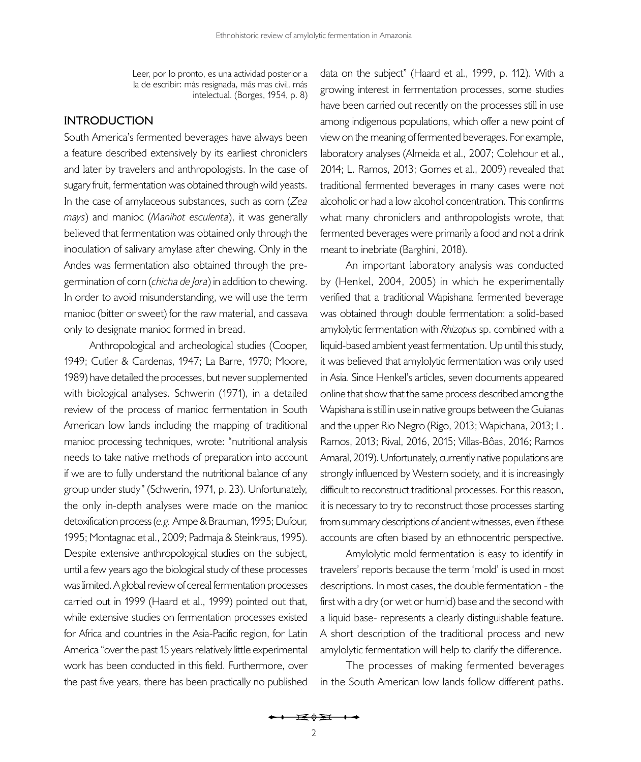> Leer, por lo pronto, es una actividad posterior a la de escribir: más resignada, más mas civil, más intelectual. (Borges, 1954, p. 8)

## INTRODUCTION

South America's fermented beverages have always been a feature described extensively by its earliest chroniclers and later by travelers and anthropologists. In the case of sugary fruit, fermentation was obtained through wild yeasts. In the case of amylaceous substances, such as corn (*Zea mays*) and manioc (*Manihot esculenta*), it was generally believed that fermentation was obtained only through the inoculation of salivary amylase after chewing. Only in the Andes was fermentation also obtained through the pre-germination of corn (*chicha de Jora*) in addition to chewing. In order to avoid misunderstanding, we will use the term manioc (bitter or sweet) for the raw material, and cassava only to designate manioc formed in bread.

Anthropological and archeological studies (Cooper, 1949; Cutler & Cardenas, 1947; La Barre, 1970; Moore, 1989) have detailed the processes, but never supplemented with biological analyses. Schwerin (1971), in a detailed review of the process of manioc fermentation in South American low lands including the mapping of traditional manioc processing techniques, wrote: "nutritional analysis needs to take native methods of preparation into account if we are to fully understand the nutritional balance of any group under study" (Schwerin, 1971, p. 23). Unfortunately, the only in-depth analyses were made on the manioc detoxification process (*e.g.* Ampe & Brauman, 1995; Dufour, 1995; Montagnac et al., 2009; Padmaja & Steinkraus, 1995). Despite extensive anthropological studies on the subject, until a few years ago the biological study of these processes was limited. A global review of cereal fermentation processes carried out in 1999 (Haard et al., 1999) pointed out that, while extensive studies on fermentation processes existed for Africa and countries in the Asia-Pacific region, for Latin America "over the past 15 years relatively little experimental work has been conducted in this field. Furthermore, over the past five years, there has been practically no published data on the subject" (Haard et al., 1999, p. 112). With a growing interest in fermentation processes, some studies have been carried out recently on the processes still in use among indigenous populations, which offer a new point of view on the meaning of fermented beverages. For example, laboratory analyses (Almeida et al., 2007; Colehour et al., 2014; L. Ramos, 2013; Gomes et al., 2009) revealed that traditional fermented beverages in many cases were not alcoholic or had a low alcohol concentration. This confirms what many chroniclers and anthropologists wrote, that fermented beverages were primarily a food and not a drink meant to inebriate (Barghini, 2018).

An important laboratory analysis was conducted by (Henkel, 2004, 2005) in which he experimentally verified that a traditional Wapishana fermented beverage was obtained through double fermentation: a solid-based amylolytic fermentation with *Rhizopus* sp. combined with a liquid-based ambient yeast fermentation. Up until this study, it was believed that amylolytic fermentation was only used in Asia. Since Henkel's articles, seven documents appeared online that show that the same process described among the Wapishana is still in use in native groups between the Guianas and the upper Rio Negro (Rigo, 2013; Wapichana, 2013; L. Ramos, 2013; Rival, 2016, 2015; Villas-Bôas, 2016; Ramos Amaral, 2019). Unfortunately, currently native populations are strongly influenced by Western society, and it is increasingly difficult to reconstruct traditional processes. For this reason, it is necessary to try to reconstruct those processes starting from summary descriptions of ancient witnesses, even if these accounts are often biased by an ethnocentric perspective.

Amylolytic mold fermentation is easy to identify in travelers' reports because the term 'mold' is used in most descriptions. In most cases, the double fermentation - the first with a dry (or wet or humid) base and the second with a liquid base- represents a clearly distinguishable feature. A short description of the traditional process and new amylolytic fermentation will help to clarify the difference.

The processes of making fermented beverages in the South American low lands follow different paths.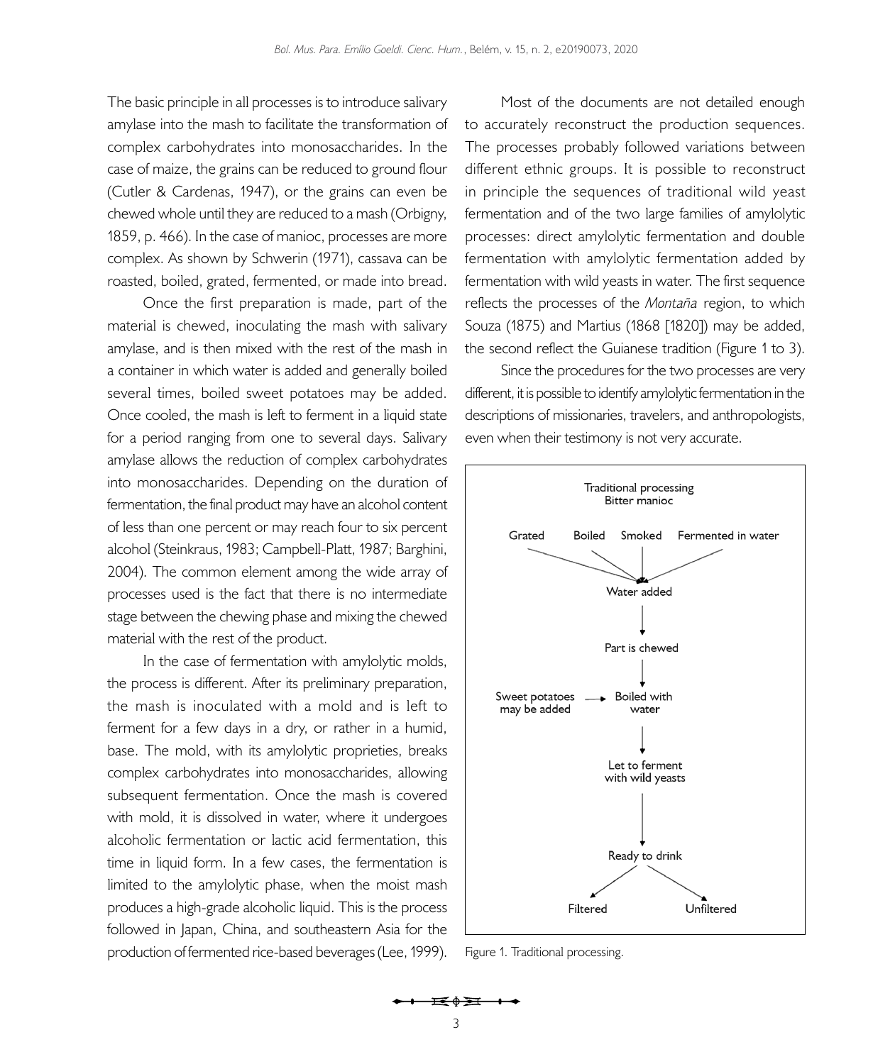The basic principle in all processes is to introduce salivary amylase into the mash to facilitate the transformation of complex carbohydrates into monosaccharides. In the case of maize, the grains can be reduced to ground flour (Cutler & Cardenas, 1947), or the grains can even be chewed whole until they are reduced to a mash (Orbigny, 1859, p. 466). In the case of manioc, processes are more complex. As shown by Schwerin (1971), cassava can be roasted, boiled, grated, fermented, or made into bread.

Once the first preparation is made, part of the material is chewed, inoculating the mash with salivary amylase, and is then mixed with the rest of the mash in a container in which water is added and generally boiled several times, boiled sweet potatoes may be added. Once cooled, the mash is left to ferment in a liquid state for a period ranging from one to several days. Salivary amylase allows the reduction of complex carbohydrates into monosaccharides. Depending on the duration of fermentation, the final product may have an alcohol content of less than one percent or may reach four to six percent alcohol (Steinkraus, 1983; Campbell-Platt, 1987; Barghini, 2004). The common element among the wide array of processes used is the fact that there is no intermediate stage between the chewing phase and mixing the chewed material with the rest of the product.

In the case of fermentation with amylolytic molds, the process is different. After its preliminary preparation, the mash is inoculated with a mold and is left to ferment for a few days in a dry, or rather in a humid, base. The mold, with its amylolytic proprieties, breaks complex carbohydrates into monosaccharides, allowing subsequent fermentation. Once the mash is covered with mold, it is dissolved in water, where it undergoes alcoholic fermentation or lactic acid fermentation, this time in liquid form. In a few cases, the fermentation is limited to the amylolytic phase, when the moist mash produces a high-grade alcoholic liquid. This is the process followed in Japan, China, and southeastern Asia for the production of fermented rice-based beverages (Lee, 1999).

Most of the documents are not detailed enough to accurately reconstruct the production sequences. The processes probably followed variations between different ethnic groups. It is possible to reconstruct in principle the sequences of traditional wild yeast fermentation and of the two large families of amylolytic processes: direct amylolytic fermentation and double fermentation with amylolytic fermentation added by fermentation with wild yeasts in water. The first sequence reflects the processes of the *Montaña* region, to which Souza (1875) and Martius (1868 [1820]) may be added, the second reflect the Guianese tradition (Figure 1 to 3).

Since the procedures for the two processes are very different, it is possible to identify amylolytic fermentation in the descriptions of missionaries, travelers, and anthropologists, even when their testimony is not very accurate.

Figure 1. Traditional processing.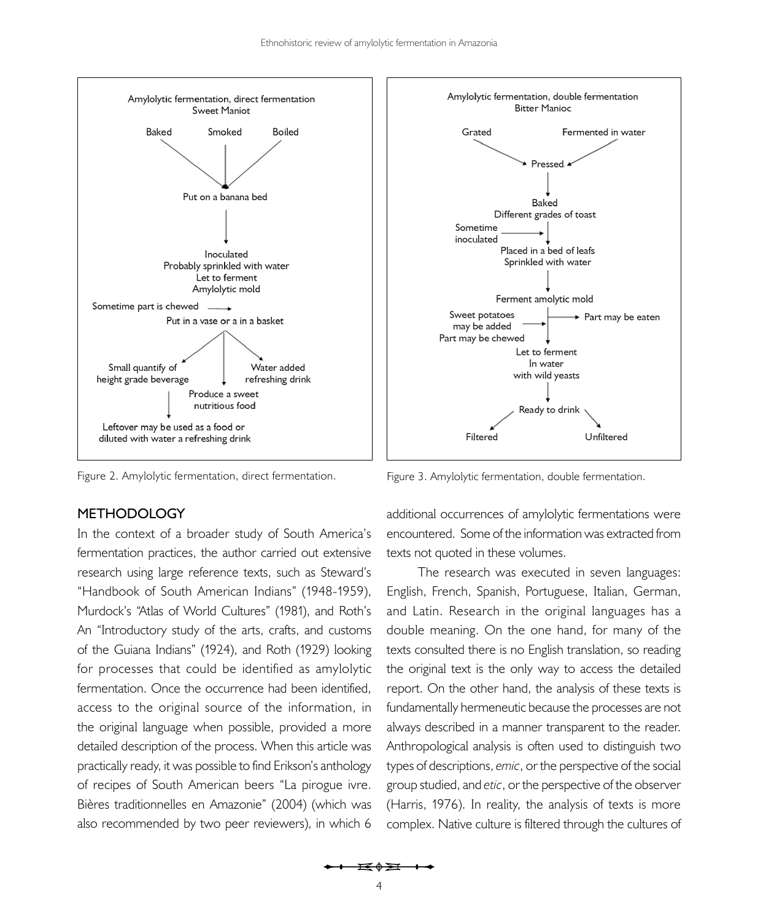Amylolytic fermentation, direct fermentation
Sweet Maniot

- Baked
- Smoked
- Boiled

Put on a banana bed

Inoculated
Probably sprinkled with water
Let to ferment
Amylolytic mold

Sometime part is chewed →

Put in a vase or a in a basket

- Small quantify of height grade beverage
  - Leftover may be used as a food or diluted with water a refreshing drink
- Produce a sweet nutritious food
- Water added refreshing drink

Figure 2. Amylolytic fermentation, direct fermentation.

Amylolytic fermentation, double fermentation
Bitter Manioc

- Grated
- Fermented in water

Pressed

Baked
Different grades of toast

Sometime inoculated →

Placed in a bed of leafs
Sprinkled with water

Ferment amolytic mold

Sweet potatoes may be added
Part may be chewed →

→ Part may be eaten

Let to ferment
In water
with wild yeasts

Ready to drink

- Filtered
- Unfiltered

Figure 3. Amylolytic fermentation, double fermentation.

## METHODOLOGY

In the context of a broader study of South America's fermentation practices, the author carried out extensive research using large reference texts, such as Steward's "Handbook of South American Indians" (1948-1959), Murdock's "Atlas of World Cultures" (1981), and Roth's An "Introductory study of the arts, crafts, and customs of the Guiana Indians" (1924), and Roth (1929) looking for processes that could be identified as amylolytic fermentation. Once the occurrence had been identified, access to the original source of the information, in the original language when possible, provided a more detailed description of the process. When this article was practically ready, it was possible to find Erikson's anthology of recipes of South American beers "La pirogue ivre. Bières traditionnelles en Amazonie" (2004) (which was also recommended by two peer reviewers), in which 6 additional occurrences of amylolytic fermentations were encountered. Some of the information was extracted from texts not quoted in these volumes.

The research was executed in seven languages: English, French, Spanish, Portuguese, Italian, German, and Latin. Research in the original languages has a double meaning. On the one hand, for many of the texts consulted there is no English translation, so reading the original text is the only way to access the detailed report. On the other hand, the analysis of these texts is fundamentally hermeneutic because the processes are not always described in a manner transparent to the reader. Anthropological analysis is often used to distinguish two types of descriptions, *emic*, or the perspective of the social group studied, and *etic*, or the perspective of the observer (Harris, 1976). In reality, the analysis of texts is more complex. Native culture is filtered through the cultures of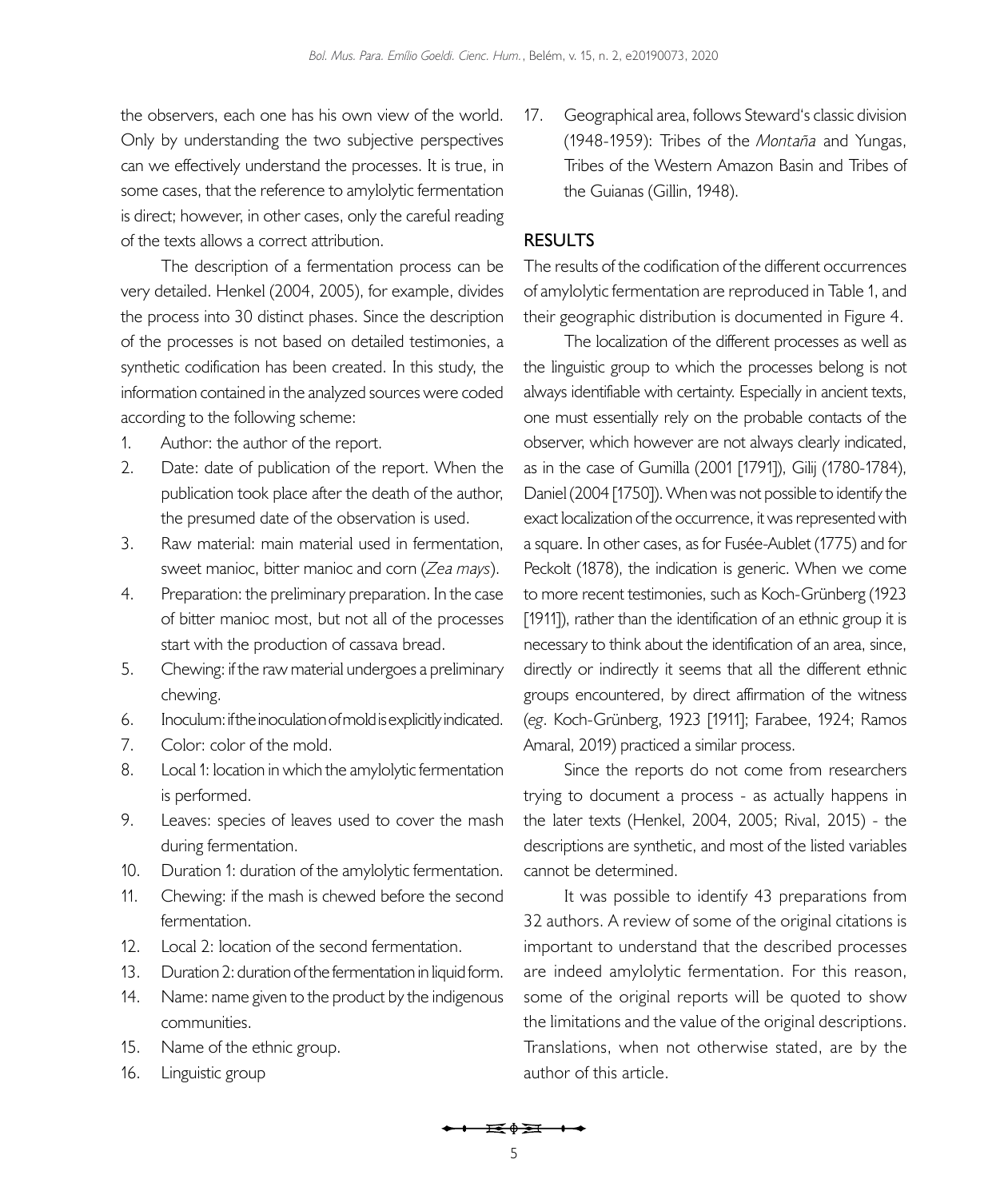the observers, each one has his own view of the world. Only by understanding the two subjective perspectives can we effectively understand the processes. It is true, in some cases, that the reference to amylolytic fermentation is direct; however, in other cases, only the careful reading of the texts allows a correct attribution.

The description of a fermentation process can be very detailed. Henkel (2004, 2005), for example, divides the process into 30 distinct phases. Since the description of the processes is not based on detailed testimonies, a synthetic codification has been created. In this study, the information contained in the analyzed sources were coded according to the following scheme:

1. Author: the author of the report.
2. Date: date of publication of the report. When the publication took place after the death of the author, the presumed date of the observation is used.
3. Raw material: main material used in fermentation, sweet manioc, bitter manioc and corn (*Zea mays*).
4. Preparation: the preliminary preparation. In the case of bitter manioc most, but not all of the processes start with the production of cassava bread.
5. Chewing: if the raw material undergoes a preliminary chewing.
6. Inoculum: if the inoculation of mold is explicitly indicated.
7. Color: color of the mold.
8. Local 1: location in which the amylolytic fermentation is performed.
9. Leaves: species of leaves used to cover the mash during fermentation.
10. Duration 1: duration of the amylolytic fermentation.
11. Chewing: if the mash is chewed before the second fermentation.
12. Local 2: location of the second fermentation.
13. Duration 2: duration of the fermentation in liquid form.
14. Name: name given to the product by the indigenous communities.
15. Name of the ethnic group.
16. Linguistic group
17. Geographical area, follows Steward's classic division (1948-1959): Tribes of the *Montaña* and Yungas, Tribes of the Western Amazon Basin and Tribes of the Guianas (Gillin, 1948).

## RESULTS

The results of the codification of the different occurrences of amylolytic fermentation are reproduced in Table 1, and their geographic distribution is documented in Figure 4.

The localization of the different processes as well as the linguistic group to which the processes belong is not always identifiable with certainty. Especially in ancient texts, one must essentially rely on the probable contacts of the observer, which however are not always clearly indicated, as in the case of Gumilla (2001 [1791]), Gilij (1780-1784), Daniel (2004 [1750]). When was not possible to identify the exact localization of the occurrence, it was represented with a square. In other cases, as for Fusée-Aublet (1775) and for Peckolt (1878), the indication is generic. When we come to more recent testimonies, such as Koch-Grünberg (1923 [1911]), rather than the identification of an ethnic group it is necessary to think about the identification of an area, since, directly or indirectly it seems that all the different ethnic groups encountered, by direct affirmation of the witness (*eg*. Koch-Grünberg, 1923 [1911]; Farabee, 1924; Ramos Amaral, 2019) practiced a similar process.

Since the reports do not come from researchers trying to document a process - as actually happens in the later texts (Henkel, 2004, 2005; Rival, 2015) - the descriptions are synthetic, and most of the listed variables cannot be determined.

It was possible to identify 43 preparations from 32 authors. A review of some of the original citations is important to understand that the described processes are indeed amylolytic fermentation. For this reason, some of the original reports will be quoted to show the limitations and the value of the original descriptions. Translations, when not otherwise stated, are by the author of this article.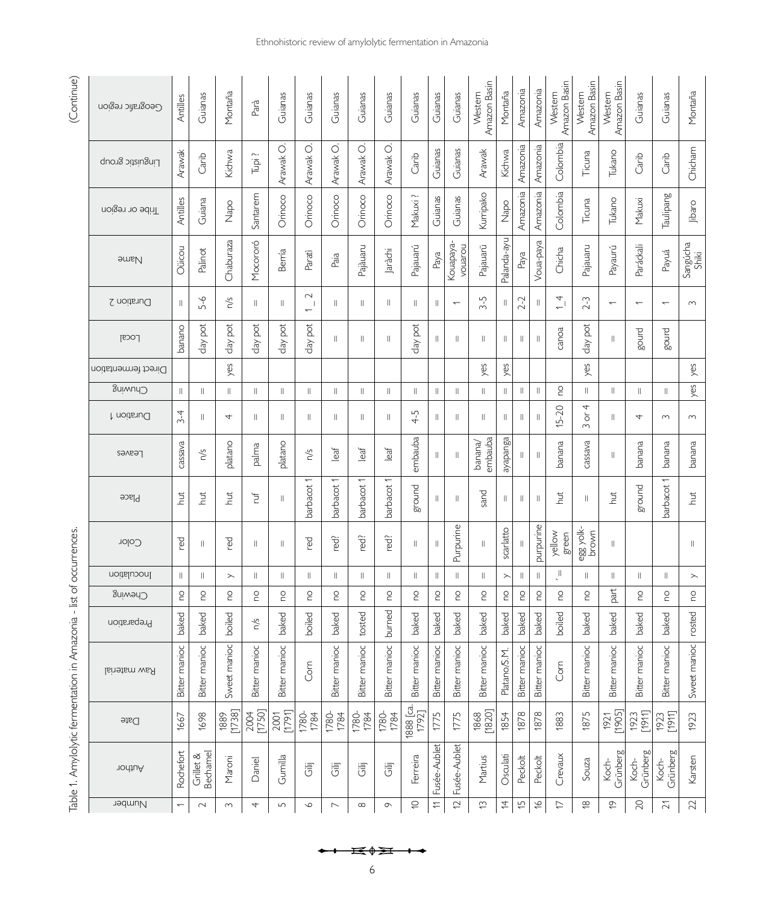Table 1. Amylolytic fermentation in Amazonia - list of occurrences.

| Number | Author | Date | Raw material | Preparation | Chewing | Inoculation | Color | Place | Leaves | Duration 1 | Chuwing | Direct fermentation | Local | Duration 2 | Name | Tribe or region | Linguistic group | Geografic region |
|---|---|---|---|---|---|---|---|---|---|---|---|---|---|---|---|---|---|---|
| 1 | Rochefort | 1667 | Bitter manioc | baked | no | = | red | hut | cassava | 3-4 | = | | banano | = | Oüicou | Antilles | Arawak | Antilles |
| 2 | Grillet & Bechamel | 1698 | Bitter manioc | baked | no | = | = | hut | n/s | = | = | | clay pot | 5-6 | Palinot | Guiana | Carib | Guianas |
| 3 | Maroni | 1889 [1738] | Sweet manioc | boiled | no | y | red | hut | platano | 4 | = | yes | clay pot | n/s | Chaburaza | Napo | Kichwa | Montaña |
| 4 | Daniel | 2004 [1750] | Bitter manioc | n/s | no | = | = | ruf | palma | = | = | | clay pot | = | Mocororó | Santarem | Tupi ? | Parà |
| 5 | Gumilla | 2001 [1791] | Bitter manioc | baked | no | = | = | = | platano | = | = | | clay pot | = | Berría | Orinoco | Arawak O. | Guianas |
| 6 | Gilij | 1780-1784 | Corn | boiled | no | = | red | barbacot 1 | n/s | = | = | | clay pot | 1 _ 2 | Paratì | Orinoco | Arawak O. | Guianas |
| 7 | Gilij | 1780-1784 | Bitter manioc | baked | no | = | red? | barbacot 1 | leaf | = | = | | = | = | Paia | Orinoco | Arawak O. | Guianas |
| 8 | Gilij | 1780-1784 | Bitter manioc | tosted | no | = | red? | barbacot 1 | leaf | = | = | | = | = | Pajàuaru | Orinoco | Arawak O. | Guianas |
| 9 | Gilij | 1780-1784 | Bitter manioc | burned | no | = | red? | barbacot 1 | leaf | = | = | | = | = | Jaràchi | Orinoco | Arawak O. | Guianas |
| 10 | Ferreira | 1888 [ca. 1792] | Bitter manioc | baked | no | = | = | ground | embauba | 4-5 | = | | clay pot | = | Pajauarú | Makuxi ? | Carib | Guianas |
| 11 | Fusée-Aublet | 1775 | Bitter manioc | baked | no | = | = | = | = | = | = | | = | = | Paya | Guianas | Guianas | Guianas |
| 12 | Fusée-Aublet | 1775 | Bitter manioc | baked | no | = | Purpurine | = | = | = | = | | = | 1 | Kouapaya-vouarou | Guianas | Guianas | Guianas |
| 13 | Martius | 1868 [1820] | Bitter manioc | baked | no | = | = | sand | banana/ embauba | = | = | yes | = | 3-5 | Pajauarü | Kurripako | Arawak | Western Amazon Basin |
| 14 | Osculati | 1854 | Platano/S.M. | baked | no | y | scarlatto | = | ayapanga | = | = | yes | = | = | Palanda-ayu | Napo | Kichwa | Montaña |
| 15 | Peckolt | 1878 | Bitter manioc | baked | no | = | = | = | = | = | = | | = | 2-2 | Paya | Amazonia | Amazonia | Amazonia |
| 16 | Peckolt | 1878 | Bitter manioc | baked | no | = | purpurine | = | = | = | = | | = | = | Voua-paya | Amazonia | Amazonia | Amazonia |
| 17 | Crevaux | 1883 | Corn | boiled | no | ', = | yellow green | hut | banana | 15-20 | no | | canoa | 1 _ 4 | Chicha | Colombia | Colombia | Western Amazon Basin |
| 18 | Souza | 1875 | Bitter manioc | baked | no | = | egg yolk-brown | = | cassava | 3 or 4 | = | yes | clay pot | 2-3 | Pajauaru | Ticuna | Ticuna | Western Amazon Basin |
| 19 | Koch-Grünberg | 1921 [1905] | Bitter manioc | baked | part | = | = | hut | = | = | = | | = | 1 | Payaurú | Tukano | Tukano | Western Amazon Basin |
| 20 | Koch-Grünberg | 1923 [1911] | Bitter manioc | baked | no | = | | ground | banana | 4 | = | | gourd | 1 | Paráckali | Makuxi | Carib | Guianas |
| 21 | Koch-Grünberg | 1923 [1911] | Bitter manioc | baked | no | = | | barbacot 1 | banana | 3 | = | | gourd | 1 | Payuá | Taulipang | Carib | Guianas |
| 22 | Karsten | 1923 | Sweet manioc | rosted | no | y | = | hut | banana | 3 | yes | yes | | 3 | Sangúcha Shiki | Jibaro | Chicham | Montaña |

(Continue)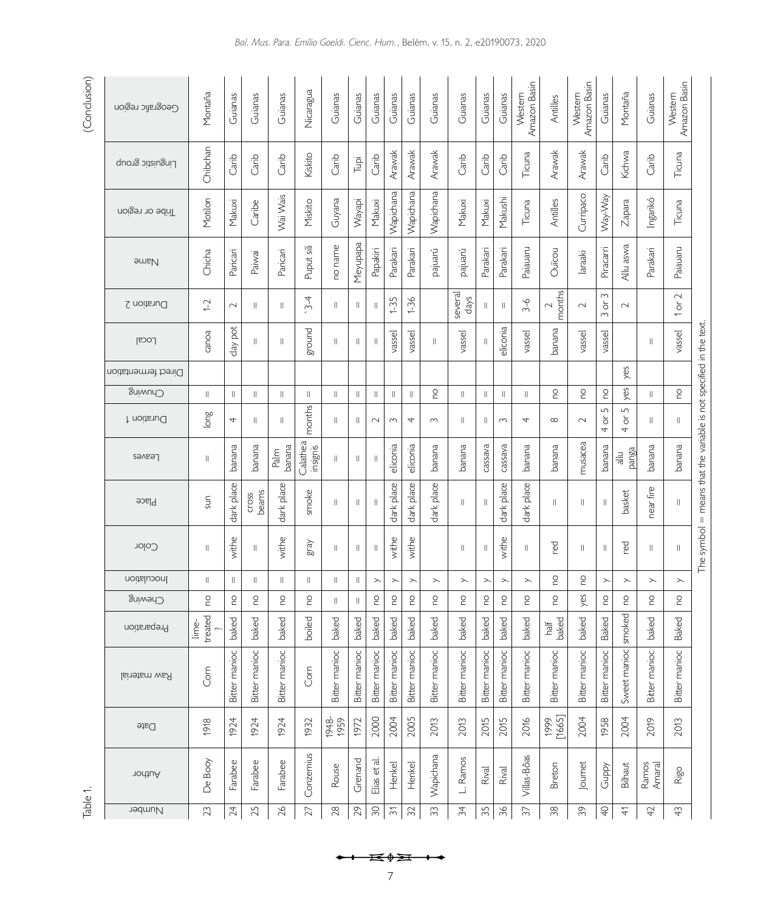Table 1. (Conclusion)

| Number | Author | Date | Raw material | Preparation | Chewing | Inoculation | Color | Place | Leaves | Duration 1 | Chuwing | Direct fermentation | Local | Duration 2 | Name | Tribe or region | Linguistic group | Geografic region |
|---|---|---|---|---|---|---|---|---|---|---|---|---|---|---|---|---|---|---|
| 23 | De Booy | 1918 | Corn | lime-treated ? | no | = | = | sun | = | long | = | | canoa | 1-2 | Chicha | Motilon | Chibchan | Montaña |
| 24 | Farabee | 1924 | Bitter manioc | baked | no | = | withe | dark place | banana | 4 | = | | clay pot | 2 | Paricari | Makuxi | Carib | Guianas |
| 25 | Farabee | 1924 | Bitter manioc | baked | no | = | = | cross beams | banana | = | = | | = | = | Paiwai | Caribe | Carib | Guianas |
| 26 | Farabee | 1924 | Bitter manioc | baked | no | = | withe | dark place | Palm banana | = | = | | = | = | Paricari | Wai Wais | Carib | Guianas |
| 27 | Conzemius | 1932 | Corn | boiled | no | = | gray | smoke | Calathea insignis | months | = | | ground | `3-4 | Puput sili | Miskito | Kiskito | Nicaragua |
| 28 | Rouse | 1948-1959 | Bitter manioc | baked | = | = | = | = | = | = | = | | = | = | no name | Guyana | Carib | Guianas |
| 29 | Grenand | 1972 | Bitter manioc | baked | = | = | = | = | = | = | = | | = | = | Meyupapa | Wayapi | Tupi | Guianas |
| 30 | Elias et al. | 2000 | Bitter manioc | baked | no | y | = | = | = | 2 | = | | = | = | Papakiri | Makuxi | Carib | Guianas |
| 31 | Henkel | 2004 | Bitter manioc | baked | no | y | withe | dark place | eliconia | 3 | = | | vassel | 1-35 | Parakari | Wapichana | Arawak | Guianas |
| 32 | Henkel | 2005 | Bitter manioc | baked | no | y | withe | dark place | eliconia | 4 | = | | vassel | 1-36 | Parakari | Wapichana | Arawak | Guianas |
| 33 | Wapichana | 2013 | Bitter manioc | baked | no | y | | dark place | banana | 3 | no | | = | | pajuarú | Wapichana | Arawak | Guianas |
| 34 | L. Ramos | 2013 | Bitter manioc | baked | no | y | = | = | banana | = | = | | vassel | several days | pajuarú | Makuxi | Carib | Guianas |
| 35 | Rival | 2015 | Bitter manioc | baked | no | y | = | = | cassava | = | = | | = | = | Parakari | Makuxi | Carib | Guianas |
| 36 | Rival | 2015 | Bitter manioc | baked | no | y | withe | dark place | cassava | 3 | = | | eliconia | = | Parakari | Makushi | Carib | Guianas |
| 37 | Villas-Bôas | 2016 | Bitter manioc | baked | no | y | = | dark place | banana | 4 | = | | vassel | 3-6 | Paiauaru | Ticuna | Ticuna | Western Amazon Basin |
| 38 | Breton | 1999 [1665] | Bitter manioc | half baked | no | no | red | = | banana | 8 | no | | banana | 2 months | Ouicou | Antilles | Arawak | Antilles |
| 39 | Journet | 2004 | Bitter manioc | baked | yes | no | = | = | musacea | 2 | no | | vassel | 2 | Iaraaki | Curripaco | Arawak | Western Amazon Basin |
| 40 | Guppy | 1958 | Bitter manioc | Baked | no | y | = | = | banana | 4 or 5 | no | | vassel | 3 or 3 | Piracarri | Way-Way | Carib | Guianas |
| 41 | Bilhaut | 2004 | Sweet manioc | smoked | no | y | red | basket | allu panga | 4 or 5 | yes | yes | | 2 | Allu aswa | Zapara | Kichwa | Montaña |
| 42 | Ramos Amaral | 2019 | Bitter manioc | baked | no | y | = | near fire | banana | = | = | | = | | Parakari | Ingankó | Carib | Guianas |
| 43 | Rigo | 2013 | Bitter manioc | Baked | no | y | = | = | banana | = | no | | vassel | 1 or 2 | Paiauaru | Ticuna | Ticuna | Western Amazon Basin |

The symbol = means that the variable is not specified in the text.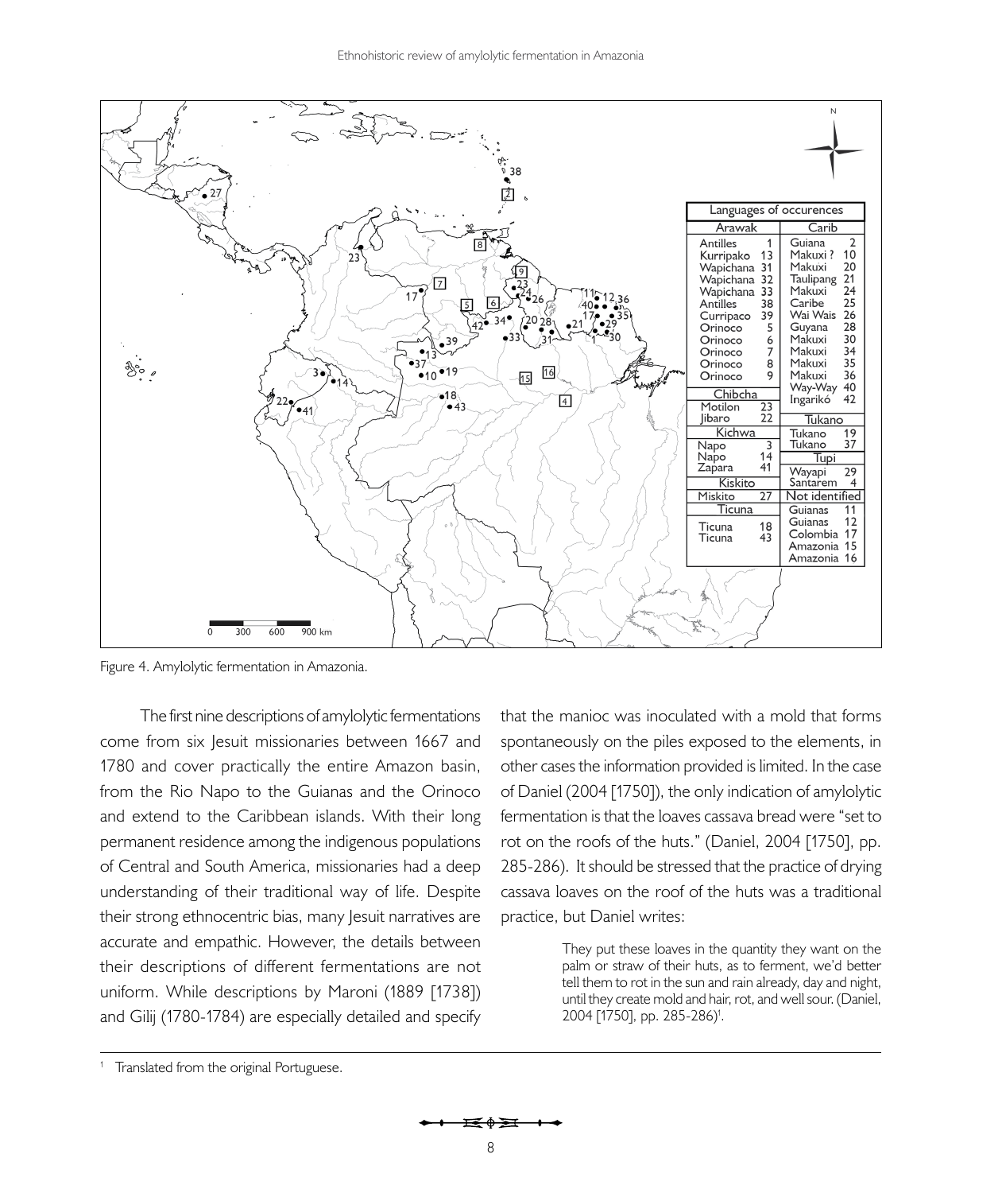Figure 4. Amylolytic fermentation in Amazonia.

The first nine descriptions of amylolytic fermentations come from six Jesuit missionaries between 1667 and 1780 and cover practically the entire Amazon basin, from the Rio Napo to the Guianas and the Orinoco and extend to the Caribbean islands. With their long permanent residence among the indigenous populations of Central and South America, missionaries had a deep understanding of their traditional way of life. Despite their strong ethnocentric bias, many Jesuit narratives are accurate and empathic. However, the details between their descriptions of different fermentations are not uniform. While descriptions by Maroni (1889 [1738]) and Gilij (1780-1784) are especially detailed and specify that the manioc was inoculated with a mold that forms spontaneously on the piles exposed to the elements, in other cases the information provided is limited. In the case of Daniel (2004 [1750]), the only indication of amylolytic fermentation is that the loaves cassava bread were "set to rot on the roofs of the huts." (Daniel, 2004 [1750], pp. 285-286). It should be stressed that the practice of drying cassava loaves on the roof of the huts was a traditional practice, but Daniel writes:

> They put these loaves in the quantity they want on the palm or straw of their huts, as to ferment, we'd better tell them to rot in the sun and rain already, day and night, until they create mold and hair, rot, and well sour. (Daniel, 2004 [1750], pp. 285-286)[1].

[1] Translated from the original Portuguese.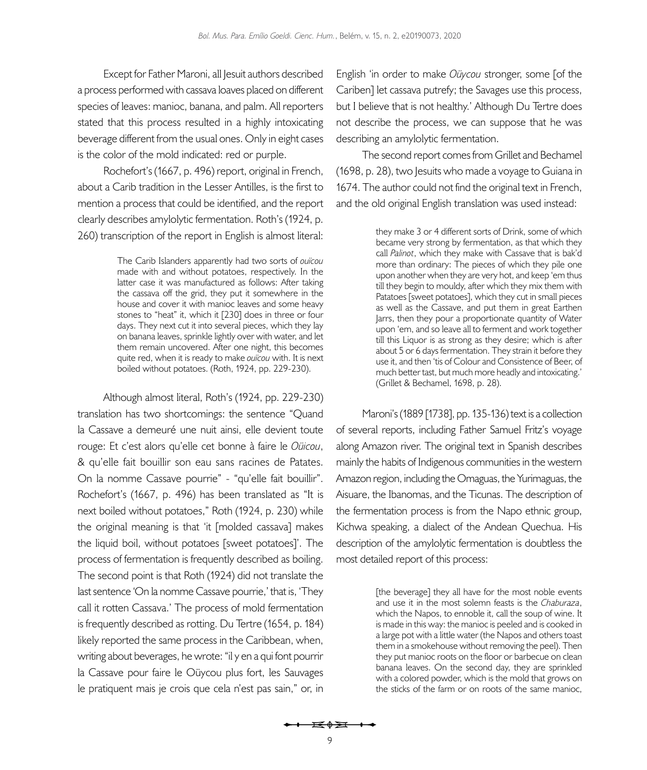Except for Father Maroni, all Jesuit authors described a process performed with cassava loaves placed on different species of leaves: manioc, banana, and palm. All reporters stated that this process resulted in a highly intoxicating beverage different from the usual ones. Only in eight cases is the color of the mold indicated: red or purple.

Rochefort's (1667, p. 496) report, original in French, about a Carib tradition in the Lesser Antilles, is the first to mention a process that could be identified, and the report clearly describes amylolytic fermentation. Roth's (1924, p. 260) transcription of the report in English is almost literal:

> The Carib Islanders apparently had two sorts of *ouïcou* made with and without potatoes, respectively. In the latter case it was manufactured as follows: After taking the cassava off the grid, they put it somewhere in the house and cover it with manioc leaves and some heavy stones to "heat" it, which it [230] does in three or four days. They next cut it into several pieces, which they lay on banana leaves, sprinkle lightly over with water, and let them remain uncovered. After one night, this becomes quite red, when it is ready to make *ouïcou* with. It is next boiled without potatoes. (Roth, 1924, pp. 229-230).

Although almost literal, Roth's (1924, pp. 229-230) translation has two shortcomings: the sentence "Quand la Cassave a demeuré une nuit ainsi, elle devient toute rouge: Et c'est alors qu'elle cet bonne à faire le *Oüicou*, & qu'elle fait bouillir son eau sans racines de Patates. On la nomme Cassave pourrie" - "qu'elle fait bouillir". Rochefort's (1667, p. 496) has been translated as "It is next boiled without potatoes," Roth (1924, p. 230) while the original meaning is that 'it [molded cassava] makes the liquid boil, without potatoes [sweet potatoes]'. The process of fermentation is frequently described as boiling. The second point is that Roth (1924) did not translate the last sentence 'On la nomme Cassave pourrie,' that is, 'They call it rotten Cassava.' The process of mold fermentation is frequently described as rotting. Du Tertre (1654, p. 184) likely reported the same process in the Caribbean, when, writing about beverages, he wrote: "il y en a qui font pourrir la Cassave pour faire le Oüycou plus fort, les Sauvages le pratiquent mais je crois que cela n'est pas sain," or, in English 'in order to make *Oüycou* stronger, some [of the Cariben] let cassava putrefy; the Savages use this process, but I believe that is not healthy.' Although Du Tertre does not describe the process, we can suppose that he was describing an amylolytic fermentation.

The second report comes from Grillet and Bechamel (1698, p. 28), two Jesuits who made a voyage to Guiana in 1674. The author could not find the original text in French, and the old original English translation was used instead:

> they make 3 or 4 different sorts of Drink, some of which became very strong by fermentation, as that which they call *Palinot*, which they make with Cassave that is bak'd more than ordinary: The pieces of which they pile one upon another when they are very hot, and keep 'em thus till they begin to mouldy, after which they mix them with Patatoes [sweet potatoes], which they cut in small pieces as well as the Cassave, and put them in great Earthen Jarrs, then they pour a proportionate quantity of Water upon 'em, and so leave all to ferment and work together till this Liquor is as strong as they desire; which is after about 5 or 6 days fermentation. They strain it before they use it, and then 'tis of Colour and Consistence of Beer, of much better tast, but much more headly and intoxicating.' (Grillet & Bechamel, 1698, p. 28).

Maroni's (1889 [1738], pp. 135-136) text is a collection of several reports, including Father Samuel Fritz's voyage along Amazon river. The original text in Spanish describes mainly the habits of Indigenous communities in the western Amazon region, including the Omaguas, the Yurimaguas, the Aisuare, the Ibanomas, and the Ticunas. The description of the fermentation process is from the Napo ethnic group, Kichwa speaking, a dialect of the Andean Quechua. His description of the amylolytic fermentation is doubtless the most detailed report of this process:

> [the beverage] they all have for the most noble events and use it in the most solemn feasts is the *Chaburaza*, which the Napos, to ennoble it, call the soup of wine. It is made in this way: the manioc is peeled and is cooked in a large pot with a little water (the Napos and others toast them in a smokehouse without removing the peel). Then they put manioc roots on the floor or barbecue on clean banana leaves. On the second day, they are sprinkled with a colored powder, which is the mold that grows on the sticks of the farm or on roots of the same manioc,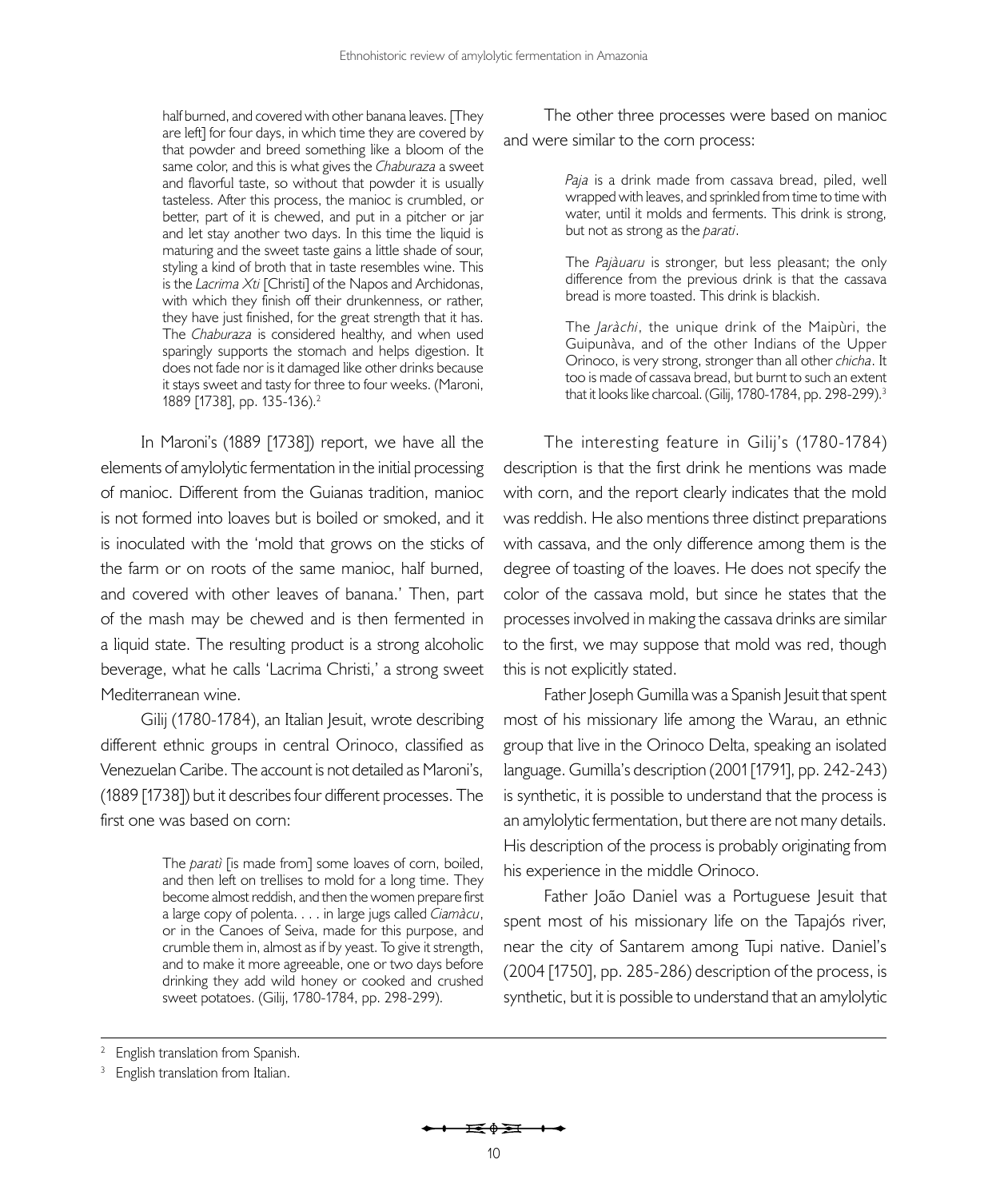> half burned, and covered with other banana leaves. [They are left] for four days, in which time they are covered by that powder and breed something like a bloom of the same color, and this is what gives the *Chaburaza* a sweet and flavorful taste, so without that powder it is usually tasteless. After this process, the manioc is crumbled, or better, part of it is chewed, and put in a pitcher or jar and let stay another two days. In this time the liquid is maturing and the sweet taste gains a little shade of sour, styling a kind of broth that in taste resembles wine. This is the *Lacrima Xti* [Christi] of the Napos and Archidonas, with which they finish off their drunkenness, or rather, they have just finished, for the great strength that it has. The *Chaburaza* is considered healthy, and when used sparingly supports the stomach and helps digestion. It does not fade nor is it damaged like other drinks because it stays sweet and tasty for three to four weeks. (Maroni, 1889 [1738], pp. 135-136).[2]

In Maroni's (1889 [1738]) report, we have all the elements of amylolytic fermentation in the initial processing of manioc. Different from the Guianas tradition, manioc is not formed into loaves but is boiled or smoked, and it is inoculated with the 'mold that grows on the sticks of the farm or on roots of the same manioc, half burned, and covered with other leaves of banana.' Then, part of the mash may be chewed and is then fermented in a liquid state. The resulting product is a strong alcoholic beverage, what he calls 'Lacrima Christi,' a strong sweet Mediterranean wine.

Gilij (1780-1784), an Italian Jesuit, wrote describing different ethnic groups in central Orinoco, classified as Venezuelan Caribe. The account is not detailed as Maroni's, (1889 [1738]) but it describes four different processes. The first one was based on corn:

> The *paratì* [is made from] some loaves of corn, boiled, and then left on trellises to mold for a long time. They become almost reddish, and then the women prepare first a large copy of polenta. . . . in large jugs called *Ciamàcu*, or in the Canoes of Seiva, made for this purpose, and crumble them in, almost as if by yeast. To give it strength, and to make it more agreeable, one or two days before drinking they add wild honey or cooked and crushed sweet potatoes. (Gilij, 1780-1784, pp. 298-299).

The other three processes were based on manioc and were similar to the corn process:

> *Paja* is a drink made from cassava bread, piled, well wrapped with leaves, and sprinkled from time to time with water, until it molds and ferments. This drink is strong, but not as strong as the *parati*.
>
> The *Pajàuaru* is stronger, but less pleasant; the only difference from the previous drink is that the cassava bread is more toasted. This drink is blackish.
>
> The *Jaràchi*, the unique drink of the Maipùri, the Guipunàva, and of the other Indians of the Upper Orinoco, is very strong, stronger than all other *chicha*. It too is made of cassava bread, but burnt to such an extent that it looks like charcoal. (Gilij, 1780-1784, pp. 298-299).[3]

The interesting feature in Gilij's (1780-1784) description is that the first drink he mentions was made with corn, and the report clearly indicates that the mold was reddish. He also mentions three distinct preparations with cassava, and the only difference among them is the degree of toasting of the loaves. He does not specify the color of the cassava mold, but since he states that the processes involved in making the cassava drinks are similar to the first, we may suppose that mold was red, though this is not explicitly stated.

Father Joseph Gumilla was a Spanish Jesuit that spent most of his missionary life among the Warau, an ethnic group that live in the Orinoco Delta, speaking an isolated language. Gumilla's description (2001 [1791], pp. 242-243) is synthetic, it is possible to understand that the process is an amylolytic fermentation, but there are not many details. His description of the process is probably originating from his experience in the middle Orinoco.

Father João Daniel was a Portuguese Jesuit that spent most of his missionary life on the Tapajós river, near the city of Santarem among Tupi native. Daniel's (2004 [1750], pp. 285-286) description of the process, is synthetic, but it is possible to understand that an amylolytic

---

[2] English translation from Spanish.

[3] English translation from Italian.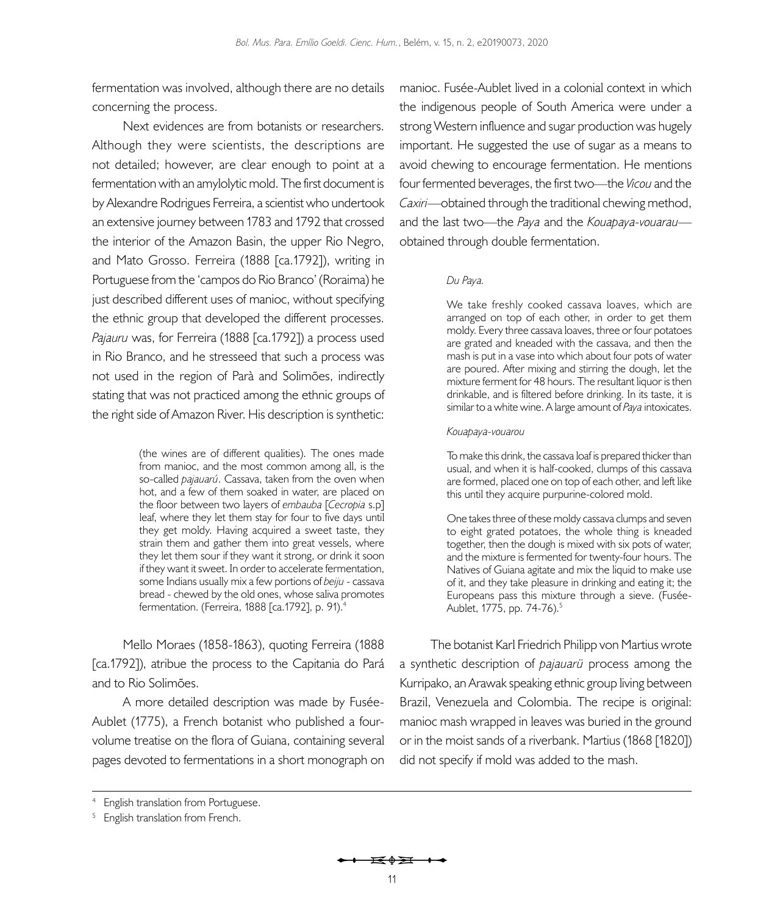fermentation was involved, although there are no details concerning the process.

Next evidences are from botanists or researchers. Although they were scientists, the descriptions are not detailed; however, are clear enough to point at a fermentation with an amylolytic mold. The first document is by Alexandre Rodrigues Ferreira, a scientist who undertook an extensive journey between 1783 and 1792 that crossed the interior of the Amazon Basin, the upper Rio Negro, and Mato Grosso. Ferreira (1888 [ca.1792]), writing in Portuguese from the 'campos do Rio Branco' (Roraima) he just described different uses of manioc, without specifying the ethnic group that developed the different processes. *Pajauru* was, for Ferreira (1888 [ca.1792]) a process used in Rio Branco, and he stresseed that such a process was not used in the region of Parà and Solimões, indirectly stating that was not practiced among the ethnic groups of the right side of Amazon River. His description is synthetic:

> (the wines are of different qualities). The ones made from manioc, and the most common among all, is the so-called *pajauarú*. Cassava, taken from the oven when hot, and a few of them soaked in water, are placed on the floor between two layers of *embauba* [*Cecropia* s.p] leaf, where they let them stay for four to five days until they get moldy. Having acquired a sweet taste, they strain them and gather them into great vessels, where they let them sour if they want it strong, or drink it soon if they want it sweet. In order to accelerate fermentation, some Indians usually mix a few portions of *beiju* - cassava bread - chewed by the old ones, whose saliva promotes fermentation. (Ferreira, 1888 [ca.1792], p. 91).[4]

Mello Moraes (1858-1863), quoting Ferreira (1888 [ca.1792]), atribue the process to the Capitania do Pará and to Rio Solimões.

A more detailed description was made by Fusée-Aublet (1775), a French botanist who published a four-volume treatise on the flora of Guiana, containing several pages devoted to fermentations in a short monograph on manioc. Fusée-Aublet lived in a colonial context in which the indigenous people of South America were under a strong Western influence and sugar production was hugely important. He suggested the use of sugar as a means to avoid chewing to encourage fermentation. He mentions four fermented beverages, the first two—the *Vicou* and the *Caxiri*—obtained through the traditional chewing method, and the last two—the *Paya* and the *Kouapaya-vouarau*—obtained through double fermentation.

> *Du Paya.*
>
> We take freshly cooked cassava loaves, which are arranged on top of each other, in order to get them moldy. Every three cassava loaves, three or four potatoes are grated and kneaded with the cassava, and then the mash is put in a vase into which about four pots of water are poured. After mixing and stirring the dough, let the mixture ferment for 48 hours. The resultant liquor is then drinkable, and is filtered before drinking. In its taste, it is similar to a white wine. A large amount of *Paya* intoxicates.
>
> *Kouapaya-vouarou*
>
> To make this drink, the cassava loaf is prepared thicker than usual, and when it is half-cooked, clumps of this cassava are formed, placed one on top of each other, and left like this until they acquire purpurine-colored mold.
>
> One takes three of these moldy cassava clumps and seven to eight grated potatoes, the whole thing is kneaded together, then the dough is mixed with six pots of water, and the mixture is fermented for twenty-four hours. The Natives of Guiana agitate and mix the liquid to make use of it, and they take pleasure in drinking and eating it; the Europeans pass this mixture through a sieve. (Fusée-Aublet, 1775, pp. 74-76).[5]

The botanist Karl Friedrich Philipp von Martius wrote a synthetic description of *pajauarü* process among the Kurripako, an Arawak speaking ethnic group living between Brazil, Venezuela and Colombia. The recipe is original: manioc mash wrapped in leaves was buried in the ground or in the moist sands of a riverbank. Martius (1868 [1820]) did not specify if mold was added to the mash.

---

[4] English translation from Portuguese.

[5] English translation from French.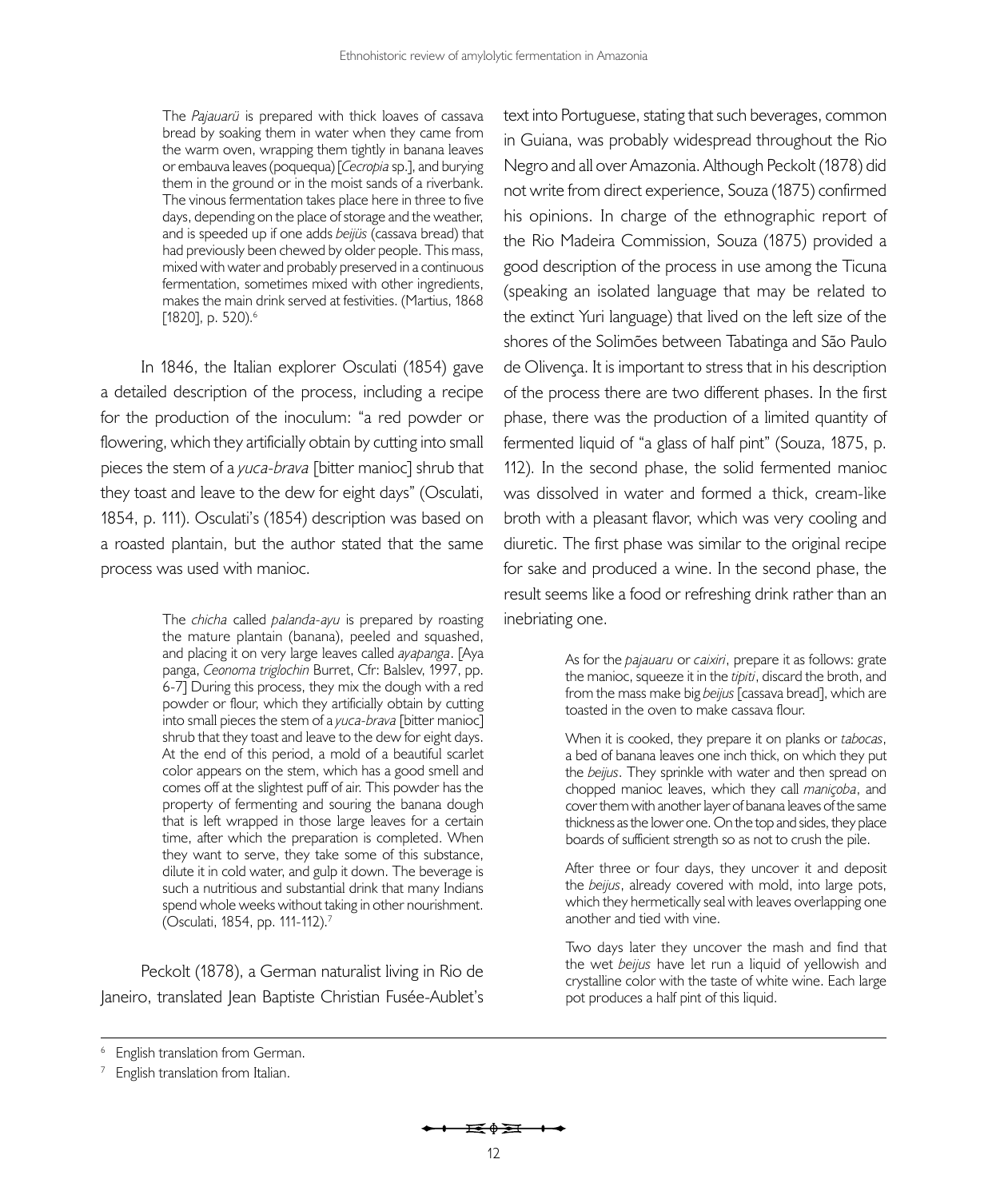> The *Pajauarü* is prepared with thick loaves of cassava bread by soaking them in water when they came from the warm oven, wrapping them tightly in banana leaves or embauva leaves (poquequa) [*Cecropia* sp.], and burying them in the ground or in the moist sands of a riverbank. The vinous fermentation takes place here in three to five days, depending on the place of storage and the weather, and is speeded up if one adds *beijüs* (cassava bread) that had previously been chewed by older people. This mass, mixed with water and probably preserved in a continuous fermentation, sometimes mixed with other ingredients, makes the main drink served at festivities. (Martius, 1868 [1820], p. 520).[6]

In 1846, the Italian explorer Osculati (1854) gave a detailed description of the process, including a recipe for the production of the inoculum: "a red powder or flowering, which they artificially obtain by cutting into small pieces the stem of a *yuca-brava* [bitter manioc] shrub that they toast and leave to the dew for eight days" (Osculati, 1854, p. 111). Osculati's (1854) description was based on a roasted plantain, but the author stated that the same process was used with manioc.

> The *chicha* called *palanda-ayu* is prepared by roasting the mature plantain (banana), peeled and squashed, and placing it on very large leaves called *ayapanga*. [Aya panga, *Ceonoma triglochin* Burret, Cfr: Balslev, 1997, pp. 6-7] During this process, they mix the dough with a red powder or flour, which they artificially obtain by cutting into small pieces the stem of a *yuca-brava* [bitter manioc] shrub that they toast and leave to the dew for eight days. At the end of this period, a mold of a beautiful scarlet color appears on the stem, which has a good smell and comes off at the slightest puff of air. This powder has the property of fermenting and souring the banana dough that is left wrapped in those large leaves for a certain time, after which the preparation is completed. When they want to serve, they take some of this substance, dilute it in cold water, and gulp it down. The beverage is such a nutritious and substantial drink that many Indians spend whole weeks without taking in other nourishment. (Osculati, 1854, pp. 111-112).[7]

Peckolt (1878), a German naturalist living in Rio de Janeiro, translated Jean Baptiste Christian Fusée-Aublet's text into Portuguese, stating that such beverages, common in Guiana, was probably widespread throughout the Rio Negro and all over Amazonia. Although Peckolt (1878) did not write from direct experience, Souza (1875) confirmed his opinions. In charge of the ethnographic report of the Rio Madeira Commission, Souza (1875) provided a good description of the process in use among the Ticuna (speaking an isolated language that may be related to the extinct Yuri language) that lived on the left size of the shores of the Solimões between Tabatinga and São Paulo de Olivença. It is important to stress that in his description of the process there are two different phases. In the first phase, there was the production of a limited quantity of fermented liquid of "a glass of half pint" (Souza, 1875, p. 112). In the second phase, the solid fermented manioc was dissolved in water and formed a thick, cream-like broth with a pleasant flavor, which was very cooling and diuretic. The first phase was similar to the original recipe for sake and produced a wine. In the second phase, the result seems like a food or refreshing drink rather than an inebriating one.

> As for the *pajauaru* or *caixiri*, prepare it as follows: grate the manioc, squeeze it in the *tipiti*, discard the broth, and from the mass make big *beijus* [cassava bread], which are toasted in the oven to make cassava flour.
>
> When it is cooked, they prepare it on planks or *tabocas*, a bed of banana leaves one inch thick, on which they put the *beijus*. They sprinkle with water and then spread on chopped manioc leaves, which they call *maniçoba*, and cover them with another layer of banana leaves of the same thickness as the lower one. On the top and sides, they place boards of sufficient strength so as not to crush the pile.
>
> After three or four days, they uncover it and deposit the *beijus*, already covered with mold, into large pots, which they hermetically seal with leaves overlapping one another and tied with vine.
>
> Two days later they uncover the mash and find that the wet *beijus* have let run a liquid of yellowish and crystalline color with the taste of white wine. Each large pot produces a half pint of this liquid.

---

[6] English translation from German.

[7] English translation from Italian.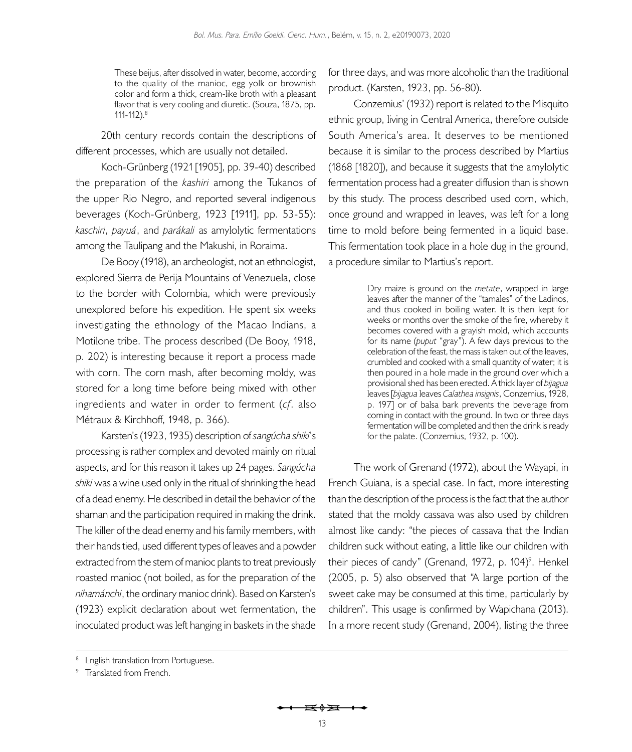> These beijus, after dissolved in water, become, according to the quality of the manioc, egg yolk or brownish color and form a thick, cream-like broth with a pleasant flavor that is very cooling and diuretic. (Souza, 1875, pp. 111-112).[8]

20th century records contain the descriptions of different processes, which are usually not detailed.

Koch-Grünberg (1921 [1905], pp. 39-40) described the preparation of the *kashiri* among the Tukanos of the upper Rio Negro, and reported several indigenous beverages (Koch-Grünberg, 1923 [1911], pp. 53-55): *kaschiri*, *payuá*, and *parákali* as amylolytic fermentations among the Taulipang and the Makushi, in Roraima.

De Booy (1918), an archeologist, not an ethnologist, explored Sierra de Perija Mountains of Venezuela, close to the border with Colombia, which were previously unexplored before his expedition. He spent six weeks investigating the ethnology of the Macao Indians, a Motilone tribe. The process described (De Booy, 1918, p. 202) is interesting because it report a process made with corn. The corn mash, after becoming moldy, was stored for a long time before being mixed with other ingredients and water in order to ferment (*cf*. also Métraux & Kirchhoff, 1948, p. 366).

Karsten's (1923, 1935) description of *sangúcha shiki*'s processing is rather complex and devoted mainly on ritual aspects, and for this reason it takes up 24 pages. *Sangúcha shiki* was a wine used only in the ritual of shrinking the head of a dead enemy. He described in detail the behavior of the shaman and the participation required in making the drink. The killer of the dead enemy and his family members, with their hands tied, used different types of leaves and a powder extracted from the stem of manioc plants to treat previously roasted manioc (not boiled, as for the preparation of the *nihamánchi*, the ordinary manioc drink). Based on Karsten's (1923) explicit declaration about wet fermentation, the inoculated product was left hanging in baskets in the shade for three days, and was more alcoholic than the traditional product. (Karsten, 1923, pp. 56-80).

Conzemius' (1932) report is related to the Misquito ethnic group, living in Central America, therefore outside South America's area. It deserves to be mentioned because it is similar to the process described by Martius (1868 [1820]), and because it suggests that the amylolytic fermentation process had a greater diffusion than is shown by this study. The process described used corn, which, once ground and wrapped in leaves, was left for a long time to mold before being fermented in a liquid base. This fermentation took place in a hole dug in the ground, a procedure similar to Martius's report.

> Dry maize is ground on the *metate*, wrapped in large leaves after the manner of the "tamales" of the Ladinos, and thus cooked in boiling water. It is then kept for weeks or months over the smoke of the fire, whereby it becomes covered with a grayish mold, which accounts for its name (*puput* "gray"). A few days previous to the celebration of the feast, the mass is taken out of the leaves, crumbled and cooked with a small quantity of water; it is then poured in a hole made in the ground over which a provisional shed has been erected. A thick layer of *bijagua* leaves [*bijagua* leaves *Calathea insignis*, Conzemius, 1928, p. 197] or of balsa bark prevents the beverage from coming in contact with the ground. In two or three days fermentation will be completed and then the drink is ready for the palate. (Conzemius, 1932, p. 100).

The work of Grenand (1972), about the Wayapi, in French Guiana, is a special case. In fact, more interesting than the description of the process is the fact that the author stated that the moldy cassava was also used by children almost like candy: "the pieces of cassava that the Indian children suck without eating, a little like our children with their pieces of candy" (Grenand, 1972, p. 104)[9]. Henkel (2005, p. 5) also observed that "A large portion of the sweet cake may be consumed at this time, particularly by children". This usage is confirmed by Wapichana (2013). In a more recent study (Grenand, 2004), listing the three

---

[8] English translation from Portuguese.

[9] Translated from French.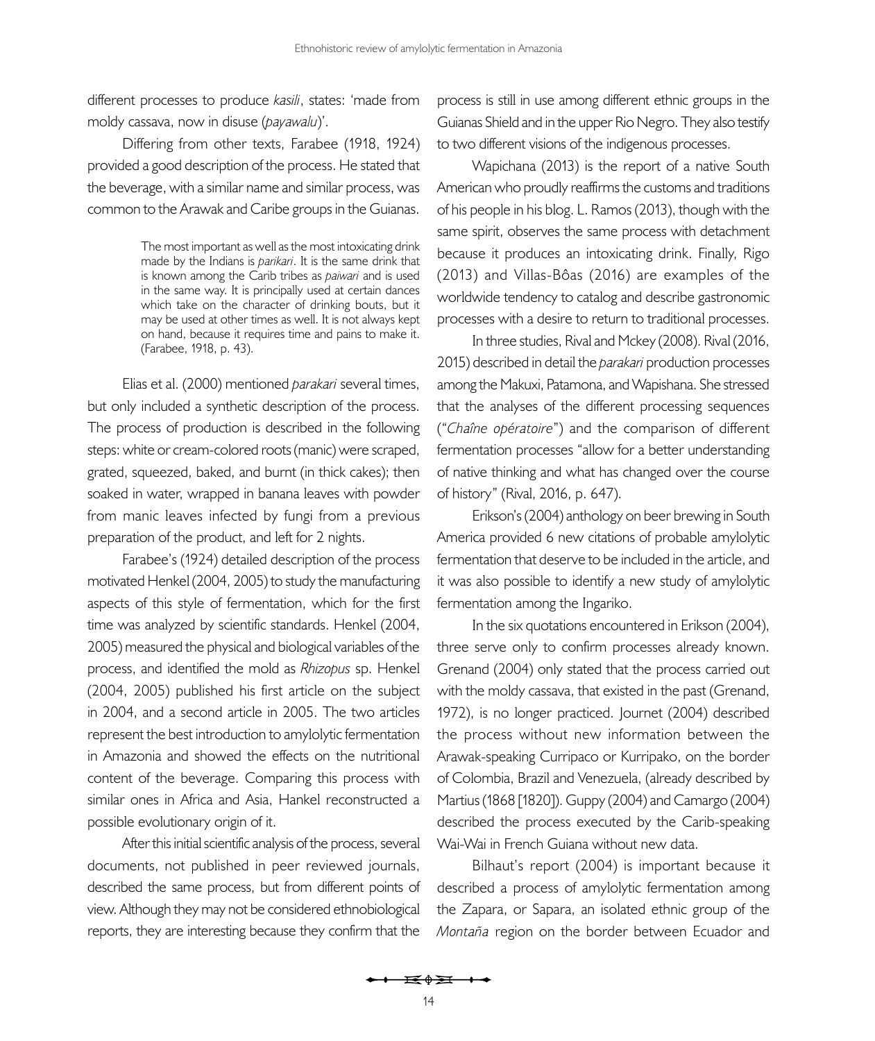different processes to produce *kasili*, states: 'made from moldy cassava, now in disuse (*payawalu*)'.

Differing from other texts, Farabee (1918, 1924) provided a good description of the process. He stated that the beverage, with a similar name and similar process, was common to the Arawak and Caribe groups in the Guianas.

> The most important as well as the most intoxicating drink made by the Indians is *parikari*. It is the same drink that is known among the Carib tribes as *paiwari* and is used in the same way. It is principally used at certain dances which take on the character of drinking bouts, but it may be used at other times as well. It is not always kept on hand, because it requires time and pains to make it. (Farabee, 1918, p. 43).

Elias et al. (2000) mentioned *parakari* several times, but only included a synthetic description of the process. The process of production is described in the following steps: white or cream-colored roots (manic) were scraped, grated, squeezed, baked, and burnt (in thick cakes); then soaked in water, wrapped in banana leaves with powder from manic leaves infected by fungi from a previous preparation of the product, and left for 2 nights.

Farabee's (1924) detailed description of the process motivated Henkel (2004, 2005) to study the manufacturing aspects of this style of fermentation, which for the first time was analyzed by scientific standards. Henkel (2004, 2005) measured the physical and biological variables of the process, and identified the mold as *Rhizopus* sp. Henkel (2004, 2005) published his first article on the subject in 2004, and a second article in 2005. The two articles represent the best introduction to amylolytic fermentation in Amazonia and showed the effects on the nutritional content of the beverage. Comparing this process with similar ones in Africa and Asia, Hankel reconstructed a possible evolutionary origin of it.

After this initial scientific analysis of the process, several documents, not published in peer reviewed journals, described the same process, but from different points of view. Although they may not be considered ethnobiological reports, they are interesting because they confirm that the process is still in use among different ethnic groups in the Guianas Shield and in the upper Rio Negro. They also testify to two different visions of the indigenous processes.

Wapichana (2013) is the report of a native South American who proudly reaffirms the customs and traditions of his people in his blog. L. Ramos (2013), though with the same spirit, observes the same process with detachment because it produces an intoxicating drink. Finally, Rigo (2013) and Villas-Bôas (2016) are examples of the worldwide tendency to catalog and describe gastronomic processes with a desire to return to traditional processes.

In three studies, Rival and Mckey (2008). Rival (2016, 2015) described in detail the *parakari* production processes among the Makuxi, Patamona, and Wapishana. She stressed that the analyses of the different processing sequences ("*Chaîne opératoire*") and the comparison of different fermentation processes "allow for a better understanding of native thinking and what has changed over the course of history" (Rival, 2016, p. 647).

Erikson's (2004) anthology on beer brewing in South America provided 6 new citations of probable amylolytic fermentation that deserve to be included in the article, and it was also possible to identify a new study of amylolytic fermentation among the Ingariko.

In the six quotations encountered in Erikson (2004), three serve only to confirm processes already known. Grenand (2004) only stated that the process carried out with the moldy cassava, that existed in the past (Grenand, 1972), is no longer practiced. Journet (2004) described the process without new information between the Arawak-speaking Curripaco or Kurripako, on the border of Colombia, Brazil and Venezuela, (already described by Martius (1868 [1820]). Guppy (2004) and Camargo (2004) described the process executed by the Carib-speaking Wai-Wai in French Guiana without new data.

Bilhaut's report (2004) is important because it described a process of amylolytic fermentation among the Zapara, or Sapara, an isolated ethnic group of the *Montaña* region on the border between Ecuador and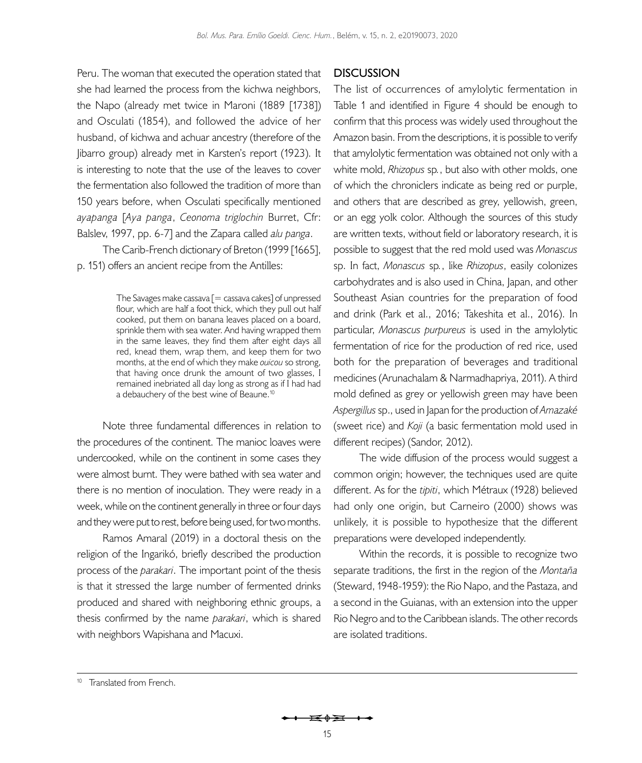Peru. The woman that executed the operation stated that she had learned the process from the kichwa neighbors, the Napo (already met twice in Maroni (1889 [1738]) and Osculati (1854), and followed the advice of her husband, of kichwa and achuar ancestry (therefore of the Jibarro group) already met in Karsten's report (1923). It is interesting to note that the use of the leaves to cover the fermentation also followed the tradition of more than 150 years before, when Osculati specifically mentioned *ayapanga* [*Aya panga*, *Ceonoma triglochin* Burret, Cfr: Balslev, 1997, pp. 6-7] and the Zapara called *alu panga*.

The Carib-French dictionary of Breton (1999 [1665], p. 151) offers an ancient recipe from the Antilles:

> The Savages make cassava [= cassava cakes] of unpressed flour, which are half a foot thick, which they pull out half cooked, put them on banana leaves placed on a board, sprinkle them with sea water. And having wrapped them in the same leaves, they find them after eight days all red, knead them, wrap them, and keep them for two months, at the end of which they make *ouicou* so strong, that having once drunk the amount of two glasses, I remained inebriated all day long as strong as if I had had a debauchery of the best wine of Beaune.[10]

Note three fundamental differences in relation to the procedures of the continent. The manioc loaves were undercooked, while on the continent in some cases they were almost burnt. They were bathed with sea water and there is no mention of inoculation. They were ready in a week, while on the continent generally in three or four days and they were put to rest, before being used, for two months.

Ramos Amaral (2019) in a doctoral thesis on the religion of the Ingarikó, briefly described the production process of the *parakari*. The important point of the thesis is that it stressed the large number of fermented drinks produced and shared with neighboring ethnic groups, a thesis confirmed by the name *parakari*, which is shared with neighbors Wapishana and Macuxi.

## DISCUSSION

The list of occurrences of amylolytic fermentation in Table 1 and identified in Figure 4 should be enough to confirm that this process was widely used throughout the Amazon basin. From the descriptions, it is possible to verify that amylolytic fermentation was obtained not only with a white mold, *Rhizopus* sp., but also with other molds, one of which the chroniclers indicate as being red or purple, and others that are described as grey, yellowish, green, or an egg yolk color. Although the sources of this study are written texts, without field or laboratory research, it is possible to suggest that the red mold used was *Monascus* sp. In fact, *Monascus* sp., like *Rhizopus*, easily colonizes carbohydrates and is also used in China, Japan, and other Southeast Asian countries for the preparation of food and drink (Park et al., 2016; Takeshita et al., 2016). In particular, *Monascus purpureus* is used in the amylolytic fermentation of rice for the production of red rice, used both for the preparation of beverages and traditional medicines (Arunachalam & Narmadhapriya, 2011). A third mold defined as grey or yellowish green may have been *Aspergillus* sp., used in Japan for the production of *Amazaké* (sweet rice) and *Koji* (a basic fermentation mold used in different recipes) (Sandor, 2012).

The wide diffusion of the process would suggest a common origin; however, the techniques used are quite different. As for the *tipiti*, which Métraux (1928) believed had only one origin, but Carneiro (2000) shows was unlikely, it is possible to hypothesize that the different preparations were developed independently.

Within the records, it is possible to recognize two separate traditions, the first in the region of the *Montaña* (Steward, 1948-1959): the Rio Napo, and the Pastaza, and a second in the Guianas, with an extension into the upper Rio Negro and to the Caribbean islands. The other records are isolated traditions.

---

[10] Translated from French.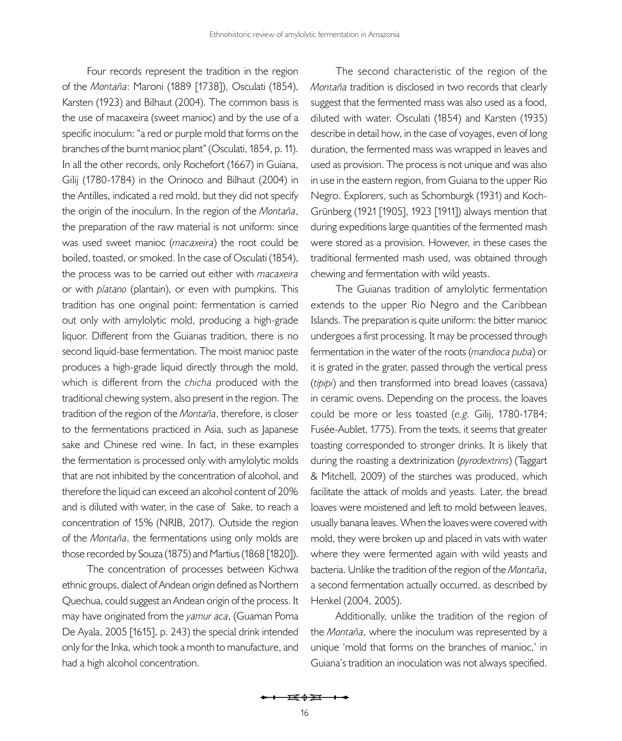Four records represent the tradition in the region of the *Montaña*: Maroni (1889 [1738]), Osculati (1854), Karsten (1923) and Bilhaut (2004). The common basis is the use of macaxeira (sweet manioc) and by the use of a specific inoculum: "a red or purple mold that forms on the branches of the burnt manioc plant" (Osculati, 1854, p. 11). In all the other records, only Rochefort (1667) in Guiana, Gilij (1780-1784) in the Orinoco and Bilhaut (2004) in the Antilles, indicated a red mold, but they did not specify the origin of the inoculum. In the region of the *Montaña*, the preparation of the raw material is not uniform: since was used sweet manioc (*macaxeira*) the root could be boiled, toasted, or smoked. In the case of Osculati (1854), the process was to be carried out either with *macaxeira* or with *platano* (plantain), or even with pumpkins. This tradition has one original point: fermentation is carried out only with amylolytic mold, producing a high-grade liquor. Different from the Guianas tradition, there is no second liquid-base fermentation. The moist manioc paste produces a high-grade liquid directly through the mold, which is different from the *chicha* produced with the traditional chewing system, also present in the region. The tradition of the region of the *Montaña*, therefore, is closer to the fermentations practiced in Asia, such as Japanese sake and Chinese red wine. In fact, in these examples the fermentation is processed only with amylolytic molds that are not inhibited by the concentration of alcohol, and therefore the liquid can exceed an alcohol content of 20% and is diluted with water, in the case of Sake, to reach a concentration of 15% (NRIB, 2017). Outside the region of the *Montaña*, the fermentations using only molds are those recorded by Souza (1875) and Martius (1868 [1820]).

The concentration of processes between Kichwa ethnic groups, dialect of Andean origin defined as Northern Quechua, could suggest an Andean origin of the process. It may have originated from the *yamur aca*, (Guaman Poma De Ayala, 2005 [1615], p. 243) the special drink intended only for the Inka, which took a month to manufacture, and had a high alcohol concentration.

The second characteristic of the region of the *Montaña* tradition is disclosed in two records that clearly suggest that the fermented mass was also used as a food, diluted with water. Osculati (1854) and Karsten (1935) describe in detail how, in the case of voyages, even of long duration, the fermented mass was wrapped in leaves and used as provision. The process is not unique and was also in use in the eastern region, from Guiana to the upper Rio Negro. Explorers, such as Schomburgk (1931) and Koch-Grünberg (1921 [1905], 1923 [1911]) always mention that during expeditions large quantities of the fermented mash were stored as a provision. However, in these cases the traditional fermented mash used, was obtained through chewing and fermentation with wild yeasts.

The Guianas tradition of amylolytic fermentation extends to the upper Rio Negro and the Caribbean Islands. The preparation is quite uniform: the bitter manioc undergoes a first processing. It may be processed through fermentation in the water of the roots (*mandioca puba*) or it is grated in the grater, passed through the vertical press (*tipipi*) and then transformed into bread loaves (cassava) in ceramic ovens. Depending on the process, the loaves could be more or less toasted (*e.g.* Gilij, 1780-1784; Fusée-Aublet, 1775). From the texts, it seems that greater toasting corresponded to stronger drinks. It is likely that during the roasting a dextrinization (*pyrodextrins*) (Taggart & Mitchell, 2009) of the starches was produced, which facilitate the attack of molds and yeasts. Later, the bread loaves were moistened and left to mold between leaves, usually banana leaves. When the loaves were covered with mold, they were broken up and placed in vats with water where they were fermented again with wild yeasts and bacteria. Unlike the tradition of the region of the *Montaña*, a second fermentation actually occurred, as described by Henkel (2004, 2005).

Additionally, unlike the tradition of the region of the *Montaña*, where the inoculum was represented by a unique 'mold that forms on the branches of manioc,' in Guiana's tradition an inoculation was not always specified.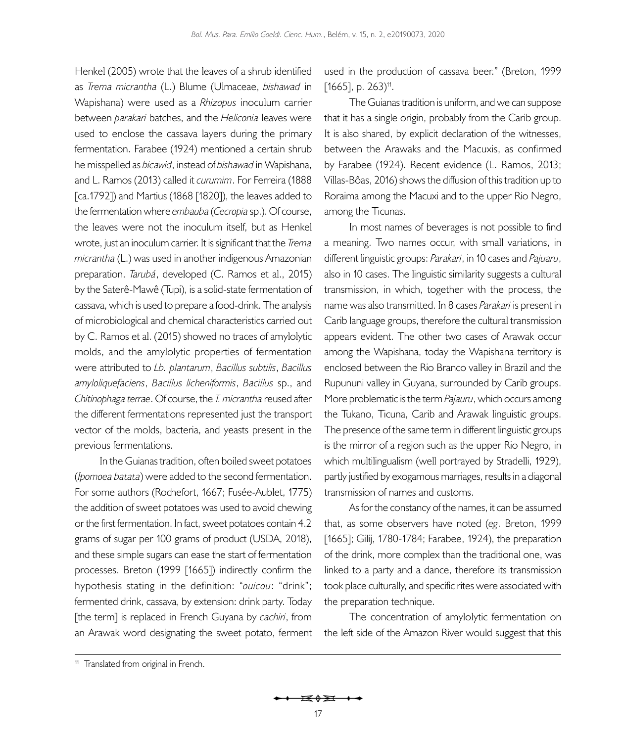Henkel (2005) wrote that the leaves of a shrub identified as *Trema micrantha* (L.) Blume (Ulmaceae, *bishawad* in Wapishana) were used as a *Rhizopus* inoculum carrier between *parakari* batches, and the *Heliconia* leaves were used to enclose the cassava layers during the primary fermentation. Farabee (1924) mentioned a certain shrub he misspelled as *bicawid*, instead of *bishawad* in Wapishana, and L. Ramos (2013) called it *curumim*. For Ferreira (1888 [ca.1792]) and Martius (1868 [1820]), the leaves added to the fermentation where *embauba* (*Cecropia* sp.). Of course, the leaves were not the inoculum itself, but as Henkel wrote, just an inoculum carrier. It is significant that the *Trema micrantha* (L.) was used in another indigenous Amazonian preparation. *Tarubá*, developed (C. Ramos et al., 2015) by the Saterê-Mawê (Tupi), is a solid-state fermentation of cassava, which is used to prepare a food-drink. The analysis of microbiological and chemical characteristics carried out by C. Ramos et al. (2015) showed no traces of amylolytic molds, and the amylolytic properties of fermentation were attributed to *Lb. plantarum*, *Bacillus subtilis*, *Bacillus amyloliquefaciens*, *Bacillus licheniformis*, *Bacillus* sp., and *Chitinophaga terrae*. Of course, the *T. micrantha* reused after the different fermentations represented just the transport vector of the molds, bacteria, and yeasts present in the previous fermentations.

In the Guianas tradition, often boiled sweet potatoes (*Ipomoea batata*) were added to the second fermentation. For some authors (Rochefort, 1667; Fusée-Aublet, 1775) the addition of sweet potatoes was used to avoid chewing or the first fermentation. In fact, sweet potatoes contain 4.2 grams of sugar per 100 grams of product (USDA, 2018), and these simple sugars can ease the start of fermentation processes. Breton (1999 [1665]) indirectly confirm the hypothesis stating in the definition: "*ouicou*: "drink"; fermented drink, cassava, by extension: drink party. Today [the term] is replaced in French Guyana by *cachiri*, from an Arawak word designating the sweet potato, ferment used in the production of cassava beer." (Breton, 1999 [1665], p. 263)[11].

The Guianas tradition is uniform, and we can suppose that it has a single origin, probably from the Carib group. It is also shared, by explicit declaration of the witnesses, between the Arawaks and the Macuxis, as confirmed by Farabee (1924). Recent evidence (L. Ramos, 2013; Villas-Bôas, 2016) shows the diffusion of this tradition up to Roraima among the Macuxi and to the upper Rio Negro, among the Ticunas.

In most names of beverages is not possible to find a meaning. Two names occur, with small variations, in different linguistic groups: *Parakari*, in 10 cases and *Pajuaru*, also in 10 cases. The linguistic similarity suggests a cultural transmission, in which, together with the process, the name was also transmitted. In 8 cases *Parakari* is present in Carib language groups, therefore the cultural transmission appears evident. The other two cases of Arawak occur among the Wapishana, today the Wapishana territory is enclosed between the Rio Branco valley in Brazil and the Rupununi valley in Guyana, surrounded by Carib groups. More problematic is the term *Pajauru*, which occurs among the Tukano, Ticuna, Carib and Arawak linguistic groups. The presence of the same term in different linguistic groups is the mirror of a region such as the upper Rio Negro, in which multilingualism (well portrayed by Stradelli, 1929), partly justified by exogamous marriages, results in a diagonal transmission of names and customs.

As for the constancy of the names, it can be assumed that, as some observers have noted (*eg*. Breton, 1999 [1665]; Gilij, 1780-1784; Farabee, 1924), the preparation of the drink, more complex than the traditional one, was linked to a party and a dance, therefore its transmission took place culturally, and specific rites were associated with the preparation technique.

The concentration of amylolytic fermentation on the left side of the Amazon River would suggest that this

[11] Translated from original in French.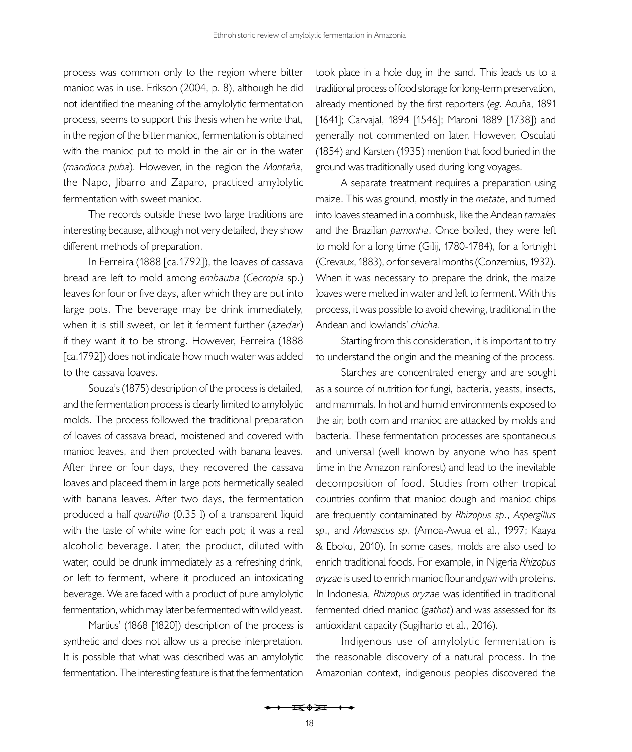process was common only to the region where bitter manioc was in use. Erikson (2004, p. 8), although he did not identified the meaning of the amylolytic fermentation process, seems to support this thesis when he write that, in the region of the bitter manioc, fermentation is obtained with the manioc put to mold in the air or in the water (*mandioca puba*). However, in the region the *Montaña*, the Napo, Jibarro and Zaparo, practiced amylolytic fermentation with sweet manioc.

The records outside these two large traditions are interesting because, although not very detailed, they show different methods of preparation.

In Ferreira (1888 [ca.1792]), the loaves of cassava bread are left to mold among *embauba* (*Cecropia* sp.) leaves for four or five days, after which they are put into large pots. The beverage may be drink immediately, when it is still sweet, or let it ferment further (*azedar*) if they want it to be strong. However, Ferreira (1888 [ca.1792]) does not indicate how much water was added to the cassava loaves.

Souza's (1875) description of the process is detailed, and the fermentation process is clearly limited to amylolytic molds. The process followed the traditional preparation of loaves of cassava bread, moistened and covered with manioc leaves, and then protected with banana leaves. After three or four days, they recovered the cassava loaves and placeed them in large pots hermetically sealed with banana leaves. After two days, the fermentation produced a half *quartilho* (0.35 l) of a transparent liquid with the taste of white wine for each pot; it was a real alcoholic beverage. Later, the product, diluted with water, could be drunk immediately as a refreshing drink, or left to ferment, where it produced an intoxicating beverage. We are faced with a product of pure amylolytic fermentation, which may later be fermented with wild yeast.

Martius' (1868 [1820]) description of the process is synthetic and does not allow us a precise interpretation. It is possible that what was described was an amylolytic fermentation. The interesting feature is that the fermentation took place in a hole dug in the sand. This leads us to a traditional process of food storage for long-term preservation, already mentioned by the first reporters (*eg*. Acuña, 1891 [1641]; Carvajal, 1894 [1546]; Maroni 1889 [1738]) and generally not commented on later. However, Osculati (1854) and Karsten (1935) mention that food buried in the ground was traditionally used during long voyages.

A separate treatment requires a preparation using maize. This was ground, mostly in the *metate*, and turned into loaves steamed in a cornhusk, like the Andean *tamales* and the Brazilian *pamonha*. Once boiled, they were left to mold for a long time (Gilij, 1780-1784), for a fortnight (Crevaux, 1883), or for several months (Conzemius, 1932). When it was necessary to prepare the drink, the maize loaves were melted in water and left to ferment. With this process, it was possible to avoid chewing, traditional in the Andean and lowlands' *chicha*.

Starting from this consideration, it is important to try to understand the origin and the meaning of the process.

Starches are concentrated energy and are sought as a source of nutrition for fungi, bacteria, yeasts, insects, and mammals. In hot and humid environments exposed to the air, both corn and manioc are attacked by molds and bacteria. These fermentation processes are spontaneous and universal (well known by anyone who has spent time in the Amazon rainforest) and lead to the inevitable decomposition of food. Studies from other tropical countries confirm that manioc dough and manioc chips are frequently contaminated by *Rhizopus sp*., *Aspergillus sp*., and *Monascus sp*. (Amoa-Awua et al., 1997; Kaaya & Eboku, 2010). In some cases, molds are also used to enrich traditional foods. For example, in Nigeria *Rhizopus oryzae* is used to enrich manioc flour and *gari* with proteins. In Indonesia, *Rhizopus oryzae* was identified in traditional fermented dried manioc (*gathot*) and was assessed for its antioxidant capacity (Sugiharto et al., 2016).

Indigenous use of amylolytic fermentation is the reasonable discovery of a natural process. In the Amazonian context, indigenous peoples discovered the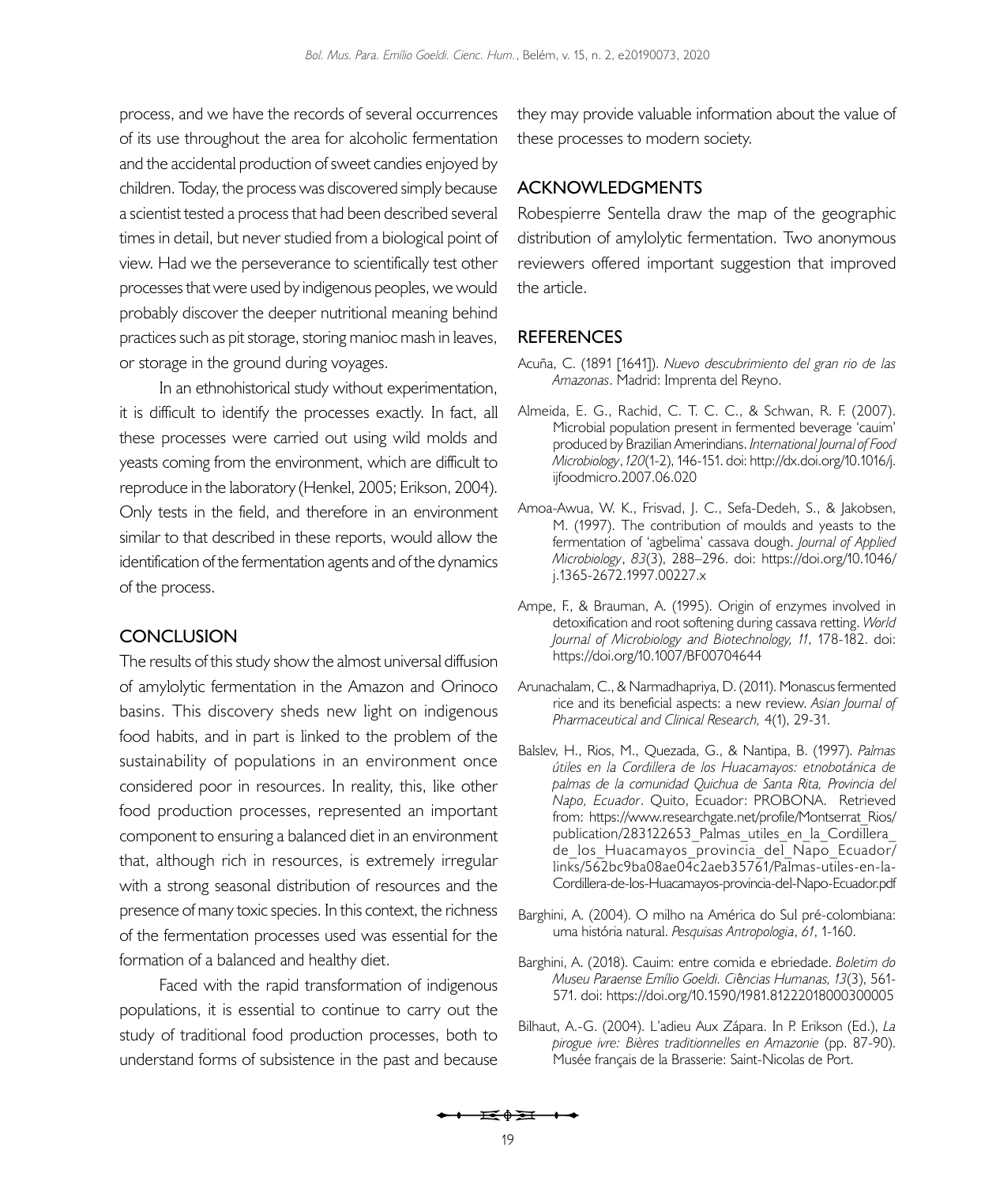process, and we have the records of several occurrences of its use throughout the area for alcoholic fermentation and the accidental production of sweet candies enjoyed by children. Today, the process was discovered simply because a scientist tested a process that had been described several times in detail, but never studied from a biological point of view. Had we the perseverance to scientifically test other processes that were used by indigenous peoples, we would probably discover the deeper nutritional meaning behind practices such as pit storage, storing manioc mash in leaves, or storage in the ground during voyages.

In an ethnohistorical study without experimentation, it is difficult to identify the processes exactly. In fact, all these processes were carried out using wild molds and yeasts coming from the environment, which are difficult to reproduce in the laboratory (Henkel, 2005; Erikson, 2004). Only tests in the field, and therefore in an environment similar to that described in these reports, would allow the identification of the fermentation agents and of the dynamics of the process.

## CONCLUSION

The results of this study show the almost universal diffusion of amylolytic fermentation in the Amazon and Orinoco basins. This discovery sheds new light on indigenous food habits, and in part is linked to the problem of the sustainability of populations in an environment once considered poor in resources. In reality, this, like other food production processes, represented an important component to ensuring a balanced diet in an environment that, although rich in resources, is extremely irregular with a strong seasonal distribution of resources and the presence of many toxic species. In this context, the richness of the fermentation processes used was essential for the formation of a balanced and healthy diet.

Faced with the rapid transformation of indigenous populations, it is essential to continue to carry out the study of traditional food production processes, both to understand forms of subsistence in the past and because they may provide valuable information about the value of these processes to modern society.

## ACKNOWLEDGMENTS

Robespierre Sentella draw the map of the geographic distribution of amylolytic fermentation. Two anonymous reviewers offered important suggestion that improved the article.

## REFERENCES

Acuña, C. (1891 [1641]). *Nuevo descubrimiento del gran rio de las Amazonas*. Madrid: Imprenta del Reyno.

Almeida, E. G., Rachid, C. T. C. C., & Schwan, R. F. (2007). Microbial population present in fermented beverage 'cauim' produced by Brazilian Amerindians. *International Journal of Food Microbiology*, *120*(1-2), 146-151. doi: http://dx.doi.org/10.1016/j.ijfoodmicro.2007.06.020

Amoa-Awua, W. K., Frisvad, J. C., Sefa-Dedeh, S., & Jakobsen, M. (1997). The contribution of moulds and yeasts to the fermentation of 'agbelima' cassava dough. *Journal of Applied Microbiology*, *83*(3), 288–296. doi: https://doi.org/10.1046/j.1365-2672.1997.00227.x

Ampe, F., & Brauman, A. (1995). Origin of enzymes involved in detoxification and root softening during cassava retting. *World Journal of Microbiology and Biotechnology, 11*, 178-182. doi: https://doi.org/10.1007/BF00704644

Arunachalam, C., & Narmadhapriya, D. (2011). Monascus fermented rice and its beneficial aspects: a new review. *Asian Journal of Pharmaceutical and Clinical Research,* 4(1), 29-31.

Balslev, H., Rios, M., Quezada, G., & Nantipa, B. (1997). *Palmas útiles en la Cordillera de los Huacamayos: etnobotánica de palmas de la comunidad Quichua de Santa Rita, Provincia del Napo, Ecuador*. Quito, Ecuador: PROBONA. Retrieved from: https://www.researchgate.net/profile/Montserrat_Rios/publication/283122653_Palmas_utiles_en_la_Cordillera_de_los_Huacamayos_provincia_del_Napo_Ecuador/links/562bc9ba08ae04c2aeb35761/Palmas-utiles-en-la-Cordillera-de-los-Huacamayos-provincia-del-Napo-Ecuador.pdf

Barghini, A. (2004). O milho na América do Sul pré-colombiana: uma história natural. *Pesquisas Antropologia*, *61*, 1-160.

Barghini, A. (2018). Cauim: entre comida e ebriedade. *Boletim do Museu Paraense Emílio Goeldi. Ciências Humanas, 13*(3), 561-571. doi: https://doi.org/10.1590/1981.81222018000300005

Bilhaut, A.-G. (2004). L'adieu Aux Zápara. In P. Erikson (Ed.), *La pirogue ivre: Bières traditionnelles en Amazonie* (pp. 87-90). Musée français de la Brasserie: Saint-Nicolas de Port.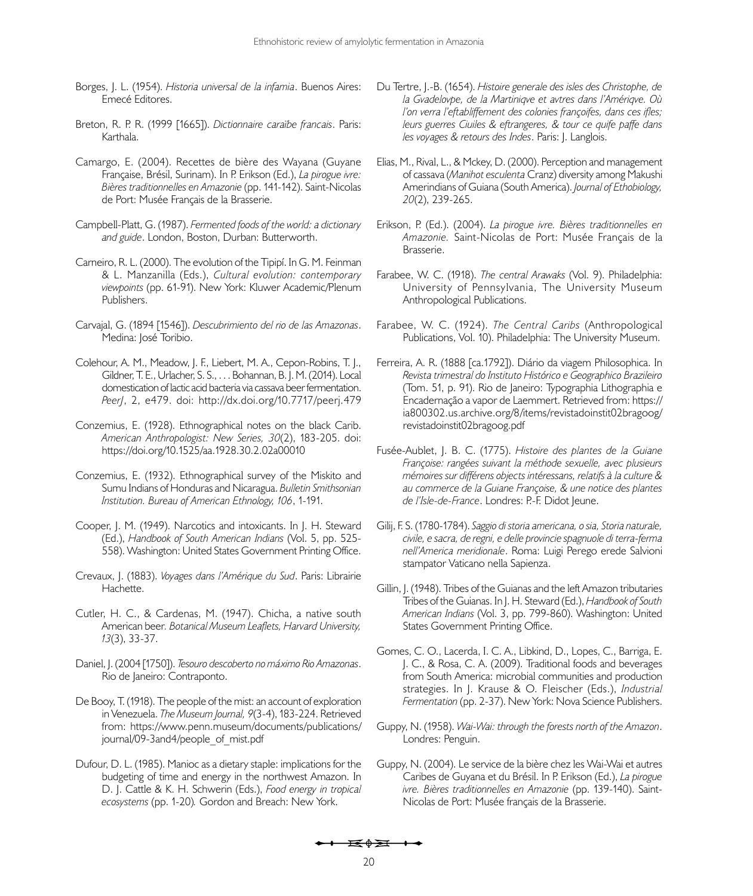Borges, J. L. (1954). *Historia universal de la infamia*. Buenos Aires: Emecé Editores.

Breton, R. P. R. (1999 [1665]). *Dictionnaire caraïbe francais*. Paris: Karthala.

Camargo, E. (2004). Recettes de bière des Wayana (Guyane Française, Brésil, Surinam). In P. Erikson (Ed.), *La pirogue ivre: Bières traditionnelles en Amazonie* (pp. 141-142). Saint-Nicolas de Port: Musée Français de la Brasserie.

Campbell-Platt, G. (1987). *Fermented foods of the world: a dictionary and guide*. London, Boston, Durban: Butterworth.

Carneiro, R. L. (2000). The evolution of the Tipipí. In G. M. Feinman & L. Manzanilla (Eds.), *Cultural evolution: contemporary viewpoints* (pp. 61-91). New York: Kluwer Academic/Plenum Publishers.

Carvajal, G. (1894 [1546]). *Descubrimiento del rio de las Amazonas*. Medina: José Toribio.

Colehour, A. M., Meadow, J. F., Liebert, M. A., Cepon-Robins, T. J., Gildner, T. E., Urlacher, S. S., . . . Bohannan, B. J. M. (2014). Local domestication of lactic acid bacteria via cassava beer fermentation. *PeerJ*, 2, e479. doi: http://dx.doi.org/10.7717/peerj.479

Conzemius, E. (1928). Ethnographical notes on the black Carib. *American Anthropologist: New Series, 30*(2), 183-205. doi: https://doi.org/10.1525/aa.1928.30.2.02a00010

Conzemius, E. (1932). Ethnographical survey of the Miskito and Sumu Indians of Honduras and Nicaragua. *Bulletin Smithsonian Institution. Bureau of American Ethnology, 106*, 1-191.

Cooper, J. M. (1949). Narcotics and intoxicants. In J. H. Steward (Ed.), *Handbook of South American Indians* (Vol. 5, pp. 525-558). Washington: United States Government Printing Office.

Crevaux, J. (1883). *Voyages dans l'Amérique du Sud*. Paris: Librairie Hachette.

Cutler, H. C., & Cardenas, M. (1947). Chicha, a native south American beer. *Botanical Museum Leaflets, Harvard University, 13*(3), 33-37.

Daniel, J. (2004 [1750]). *Tesouro descoberto no máximo Rio Amazonas*. Rio de Janeiro: Contraponto.

De Booy, T. (1918). The people of the mist: an account of exploration in Venezuela. *The Museum Journal, 9*(3-4), 183-224. Retrieved from: https://www.penn.museum/documents/publications/journal/09-3and4/people_of_mist.pdf

Dufour, D. L. (1985). Manioc as a dietary staple: implications for the budgeting of time and energy in the northwest Amazon. In D. J. Cattle & K. H. Schwerin (Eds.), *Food energy in tropical ecosystems* (pp. 1-20)*.* Gordon and Breach: New York.

Du Tertre, J.-B. (1654). *Histoire generale des isles des Christophe, de la Gvadelovpe, de la Martiniqve et avtres dans l'Amériqve. Où l'on verra l'eftabliffement des colonies françoifes, dans ces ifles; leurs guerres Ciuiles & eftrangeres, & tour ce quife paffe dans les voyages & retours des Indes*. Paris: J. Langlois.

Elias, M., Rival, L., & Mckey, D. (2000). Perception and management of cassava (*Manihot esculenta* Cranz) diversity among Makushi Amerindians of Guiana (South America). *Journal of Ethobiology, 20*(2), 239-265.

Erikson, P. (Ed.). (2004). *La pirogue ivre. Bières traditionnelles en Amazonie.* Saint-Nicolas de Port: Musée Français de la Brasserie.

Farabee, W. C. (1918). *The central Arawaks* (Vol. 9). Philadelphia: University of Pennsylvania, The University Museum Anthropological Publications.

Farabee, W. C. (1924). *The Central Caribs* (Anthropological Publications, Vol. 10). Philadelphia: The University Museum.

Ferreira, A. R. (1888 [ca.1792]). Diário da viagem Philosophica. In *Revista trimestral do Instituto Histórico e Geographico Brazileiro* (Tom. 51, p. 91). Rio de Janeiro: Typographia Lithographia e Encadernação a vapor de Laemmert. Retrieved from: https://ia800302.us.archive.org/8/items/revistadoinstit02bragoog/revistadoinstit02bragoog.pdf

Fusée-Aublet, J. B. C. (1775). *Histoire des plantes de la Guiane Françoise: rangées suivant la méthode sexuelle, avec plusieurs mémoires sur différens objects intéressans, relatifs à la culture & au commerce de la Guiane Françoise, & une notice des plantes de l'Isle-de-France*. Londres: P.-F. Didot Jeune.

Gilij, F. S. (1780-1784). *Saggio di storia americana, o sia, Storia naturale, civile, e sacra, de regni, e delle provincie spagnuole di terra-ferma nell'America meridionale*. Roma: Luigi Perego erede Salvioni stampator Vaticano nella Sapienza.

Gillin, J. (1948). Tribes of the Guianas and the left Amazon tributaries Tribes of the Guianas. In J. H. Steward (Ed.), *Handbook of South American Indians* (Vol. 3, pp. 799-860). Washington: United States Government Printing Office.

Gomes, C. O., Lacerda, I. C. A., Libkind, D., Lopes, C., Barriga, E. J. C., & Rosa, C. A. (2009). Traditional foods and beverages from South America: microbial communities and production strategies. In J. Krause & O. Fleischer (Eds.), *Industrial Fermentation* (pp. 2-37). New York: Nova Science Publishers.

Guppy, N. (1958). *Wai-Wai: through the forests north of the Amazon*. Londres: Penguin.

Guppy, N. (2004). Le service de la bière chez les Wai-Wai et autres Caribes de Guyana et du Brésil. In P. Erikson (Ed.), *La pirogue ivre. Bières traditionnelles en Amazonie* (pp. 139-140). Saint-Nicolas de Port: Musée français de la Brasserie.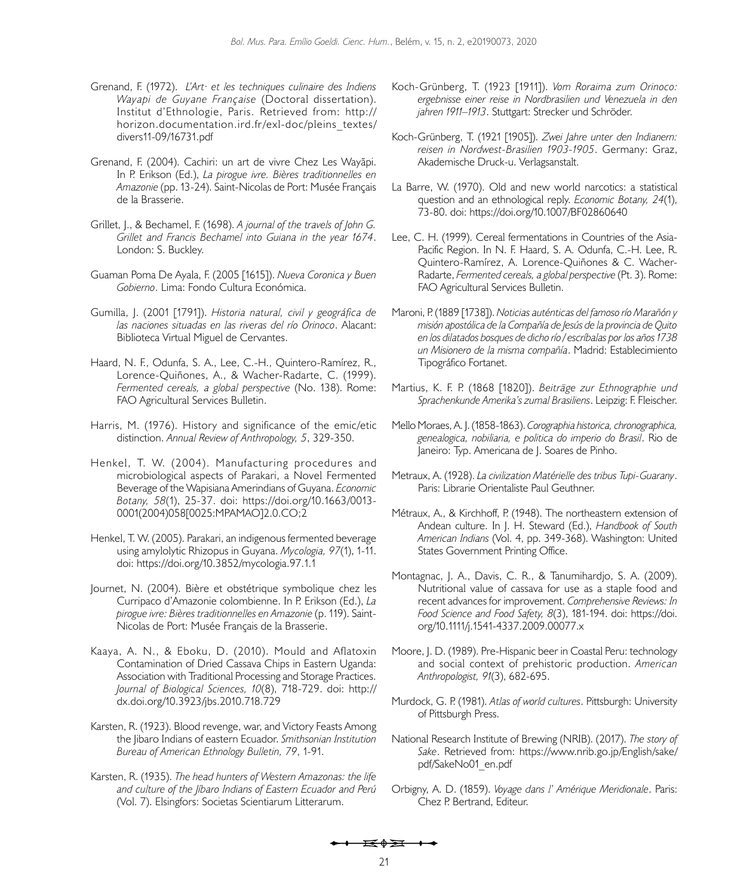Grenand, F. (1972). *L'Art· et les techniques culinaire des Indiens Wayapi de Guyane Française* (Doctoral dissertation). Institut d'Ethnologie, Paris. Retrieved from: http://horizon.documentation.ird.fr/exl-doc/pleins_textes/divers11-09/16731.pdf

Grenand, F. (2004). Cachiri: un art de vivre Chez Les Wayãpi. In P. Erikson (Ed.), *La pirogue ivre. Bières traditionnelles en Amazonie* (pp. 13-24). Saint-Nicolas de Port: Musée Français de la Brasserie.

Grillet, J., & Bechamel, F. (1698). *A journal of the travels of John G. Grillet and Francis Bechamel into Guiana in the year 1674*. London: S. Buckley.

Guaman Poma De Ayala, F. (2005 [1615]). *Nueva Coronica y Buen Gobierno*. Lima: Fondo Cultura Económica.

Gumilla, J. (2001 [1791]). *Historia natural, civil y geográfica de las naciones situadas en las riveras del río Orinoco*. Alacant: Biblioteca Virtual Miguel de Cervantes.

Haard, N. F., Odunfa, S. A., Lee, C.-H., Quintero-Ramírez, R., Lorence-Quiñones, A., & Wacher-Radarte, C. (1999). *Fermented cereals, a global perspective* (No. 138). Rome: FAO Agricultural Services Bulletin.

Harris, M. (1976). History and significance of the emic/etic distinction. *Annual Review of Anthropology, 5*, 329-350.

Henkel, T. W. (2004). Manufacturing procedures and microbiological aspects of Parakari, a Novel Fermented Beverage of the Wapisiana Amerindians of Guyana. *Economic Botany, 58*(1), 25-37. doi: https://doi.org/10.1663/0013-0001(2004)058[0025:MPAMAO]2.0.CO;2

Henkel, T. W. (2005). Parakari, an indigenous fermented beverage using amylolytic Rhizopus in Guyana. *Mycologia, 97*(1), 1-11. doi: https://doi.org/10.3852/mycologia.97.1.1

Journet, N. (2004). Bière et obstétrique symbolique chez les Curripaco d'Amazonie colombienne. In P. Erikson (Ed.), *La pirogue ivre: Bières traditionnelles en Amazonie* (p. 119). Saint-Nicolas de Port: Musée Français de la Brasserie.

Kaaya, A. N., & Eboku, D. (2010). Mould and Aflatoxin Contamination of Dried Cassava Chips in Eastern Uganda: Association with Traditional Processing and Storage Practices. *Journal of Biological Sciences, 10*(8), 718-729. doi: http://dx.doi.org/10.3923/jbs.2010.718.729

Karsten, R. (1923). Blood revenge, war, and Victory Feasts Among the Jibaro Indians of eastern Ecuador. *Smithsonian Institution Bureau of American Ethnology Bulletin, 79*, 1-91.

Karsten, R. (1935). *The head hunters of Western Amazonas: the life and culture of the Jíbaro Indians of Eastern Ecuador and Perú* (Vol. 7). Elsingfors: Societas Scientiarum Litterarum.

Koch-Grünberg, T. (1923 [1911]). *Vom Roraima zum Orinoco: ergebnisse einer reise in Nordbrasilien und Venezuela in den jahren 1911–1913*. Stuttgart: Strecker und Schröder.

Koch-Grünberg, T. (1921 [1905]). *Zwei Jahre unter den Indianern: reisen in Nordwest-Brasilien 1903-1905*. Germany: Graz, Akademische Druck-u. Verlagsanstalt.

La Barre, W. (1970). Old and new world narcotics: a statistical question and an ethnological reply. *Economic Botany, 24*(1), 73-80. doi: https://doi.org/10.1007/BF02860640

Lee, C. H. (1999). Cereal fermentations in Countries of the Asia-Pacific Region. In N. F. Haard, S. A. Odunfa, C.-H. Lee, R. Quintero-Ramírez, A. Lorence-Quiñones & C. Wacher-Radarte, *Fermented cereals, a global perspective* (Pt. 3). Rome: FAO Agricultural Services Bulletin.

Maroni, P. (1889 [1738]). *Noticias auténticas del famoso río Marañón y misión apostólica de la Compañía de Jesús de la provincia de Quito en los dilatados bosques de dicho río / escríbalas por los años 1738 un Misionero de la misma compañía*. Madrid: Establecimiento Tipográfico Fortanet.

Martius, K. F. P. (1868 [1820]). *Beiträge zur Ethnographie und Sprachenkunde Amerika's zumal Brasiliens*. Leipzig: F. Fleischer.

Mello Moraes, A. J. (1858-1863). *Corographia historica, chronographica, genealogica, nobiliaria, e politica do imperio do Brasil*. Rio de Janeiro: Typ. Americana de J. Soares de Pinho.

Metraux, A. (1928). *La civilization Matérielle des tribus Tupi-Guarany*. Paris: Librarie Orientaliste Paul Geuthner.

Métraux, A., & Kirchhoff, P. (1948). The northeastern extension of Andean culture. In J. H. Steward (Ed.), *Handbook of South American Indians* (Vol. 4, pp. 349-368). Washington: United States Government Printing Office.

Montagnac, J. A., Davis, C. R., & Tanumihardjo, S. A. (2009). Nutritional value of cassava for use as a staple food and recent advances for improvement. *Comprehensive Reviews: In Food Science and Food Safety, 8*(3), 181-194. doi: https://doi.org/10.1111/j.1541-4337.2009.00077.x

Moore, J. D. (1989). Pre-Hispanic beer in Coastal Peru: technology and social context of prehistoric production. *American Anthropologist, 91*(3), 682-695.

Murdock, G. P. (1981). *Atlas of world cultures*. Pittsburgh: University of Pittsburgh Press.

National Research Institute of Brewing (NRIB). (2017). *The story of Sake*. Retrieved from: https://www.nrib.go.jp/English/sake/pdf/SakeNo01_en.pdf

Orbigny, A. D. (1859). *Voyage dans l' Amérique Meridionale*. Paris: Chez P. Bertrand, Editeur.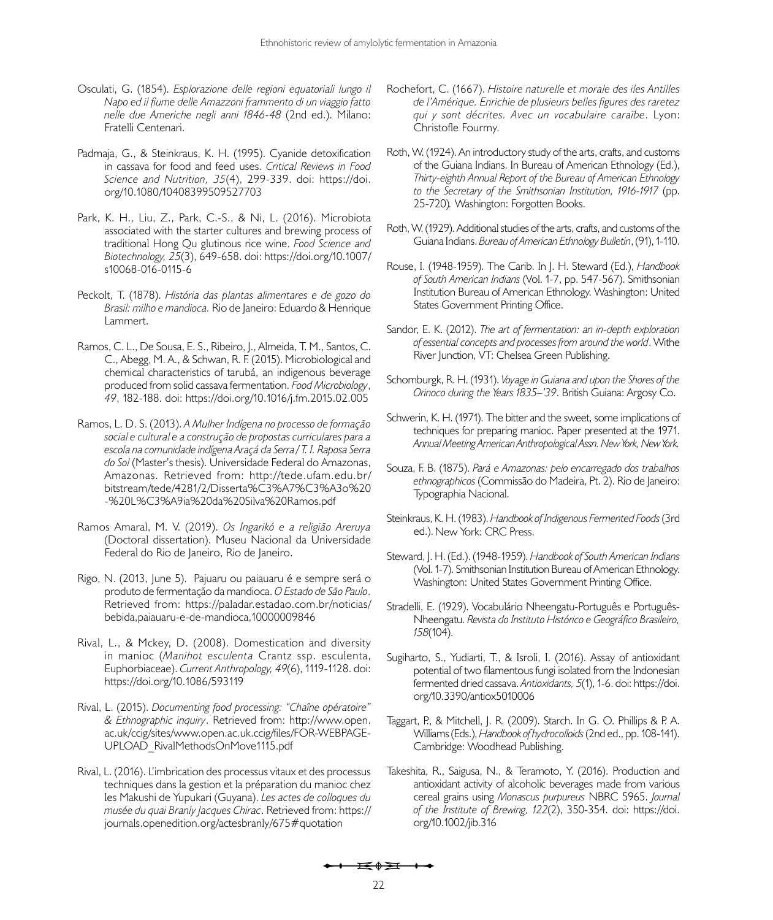Osculati, G. (1854). *Esplorazione delle regioni equatoriali lungo il Napo ed il fiume delle Amazzoni frammento di un viaggio fatto nelle due Americhe negli anni 1846-48* (2nd ed.). Milano: Fratelli Centenari.

Padmaja, G., & Steinkraus, K. H. (1995). Cyanide detoxification in cassava for food and feed uses. *Critical Reviews in Food Science and Nutrition, 35*(4), 299-339. doi: https://doi.org/10.1080/10408399509527703

Park, K. H., Liu, Z., Park, C.-S., & Ni, L. (2016). Microbiota associated with the starter cultures and brewing process of traditional Hong Qu glutinous rice wine. *Food Science and Biotechnology, 25*(3), 649-658. doi: https://doi.org/10.1007/s10068-016-0115-6

Peckolt, T. (1878). *História das plantas alimentares e de gozo do Brasil: milho e mandioca.* Rio de Janeiro: Eduardo & Henrique Lammert.

Ramos, C. L., De Sousa, E. S., Ribeiro, J., Almeida, T. M., Santos, C. C., Abegg, M. A., & Schwan, R. F. (2015). Microbiological and chemical characteristics of tarubá, an indigenous beverage produced from solid cassava fermentation. *Food Microbiology*, *49*, 182-188. doi: https://doi.org/10.1016/j.fm.2015.02.005

Ramos, L. D. S. (2013). *A Mulher Indígena no processo de formação social e cultural e a construção de propostas curriculares para a escola na comunidade indígena Araçá da Serra / T. I. Raposa Serra do Sol* (Master's thesis). Universidade Federal do Amazonas, Amazonas. Retrieved from: http://tede.ufam.edu.br/bitstream/tede/4281/2/Disserta%C3%A7%C3%A3o%20-%20L%C3%A9ia%20da%20Silva%20Ramos.pdf

Ramos Amaral, M. V. (2019). *Os Ingarikó e a religião Areruya* (Doctoral dissertation). Museu Nacional da Universidade Federal do Rio de Janeiro, Rio de Janeiro.

Rigo, N. (2013, June 5). Pajuaru ou paiauaru é e sempre será o produto de fermentação da mandioca. *O Estado de São Paulo*. Retrieved from: https://paladar.estadao.com.br/noticias/bebida,paiauaru-e-de-mandioca,10000009846

Rival, L., & Mckey, D. (2008). Domestication and diversity in manioc (*Manihot esculenta* Crantz ssp. esculenta, Euphorbiaceae). *Current Anthropology, 49*(6), 1119-1128. doi: https://doi.org/10.1086/593119

Rival, L. (2015). *Documenting food processing: "Chaîne opératoire" & Ethnographic inquiry*. Retrieved from: http://www.open.ac.uk/ccig/sites/www.open.ac.uk.ccig/files/FOR-WEBPAGE-UPLOAD_RivalMethodsOnMove1115.pdf

Rival, L. (2016). L'imbrication des processus vitaux et des processus techniques dans la gestion et la préparation du manioc chez les Makushi de Yupukari (Guyana). *Les actes de colloques du musée du quai Branly Jacques Chirac*. Retrieved from: https://journals.openedition.org/actesbranly/675#quotation

Rochefort, C. (1667). *Histoire naturelle et morale des iles Antilles de l'Amérique. Enrichie de plusieurs belles figures des raretez qui y sont décrites. Avec un vocabulaire caraïbe*. Lyon: Christofle Fourmy.

Roth, W. (1924). An introductory study of the arts, crafts, and customs of the Guiana Indians. In Bureau of American Ethnology (Ed.), *Thirty-eighth Annual Report of the Bureau of American Ethnology to the Secretary of the Smithsonian Institution, 1916-1917* (pp. 25-720). Washington: Forgotten Books.

Roth, W. (1929). Additional studies of the arts, crafts, and customs of the Guiana Indians. *Bureau of American Ethnology Bulletin*, (91), 1-110.

Rouse, I. (1948-1959). The Carib. In J. H. Steward (Ed.), *Handbook of South American Indians* (Vol. 1-7, pp. 547-567). Smithsonian Institution Bureau of American Ethnology. Washington: United States Government Printing Office.

Sandor, E. K. (2012). *The art of fermentation: an in-depth exploration of essential concepts and processes from around the world*. Withe River Junction, VT: Chelsea Green Publishing.

Schomburgk, R. H. (1931). *Voyage in Guiana and upon the Shores of the Orinoco during the Years 1835–'39*. British Guiana: Argosy Co.

Schwerin, K. H. (1971). The bitter and the sweet, some implications of techniques for preparing manioc. Paper presented at the 1971. *Annual Meeting American Anthropological Assn. New York, New York.*

Souza, F. B. (1875). *Pará e Amazonas: pelo encarregado dos trabalhos ethnographicos* (Commissão do Madeira, Pt. 2). Rio de Janeiro: Typographia Nacional.

Steinkraus, K. H. (1983). *Handbook of Indigenous Fermented Foods* (3rd ed.). New York: CRC Press.

Steward, J. H. (Ed.). (1948-1959). *Handbook of South American Indians* (Vol. 1-7). Smithsonian Institution Bureau of American Ethnology. Washington: United States Government Printing Office.

Stradelli, E. (1929). Vocabulário Nheengatu-Português e Português-Nheengatu. *Revista do Instituto Histórico e Geográfico Brasileiro, 158*(104).

Sugiharto, S., Yudiarti, T., & Isroli, I. (2016). Assay of antioxidant potential of two filamentous fungi isolated from the Indonesian fermented dried cassava. *Antioxidants, 5*(1), 1-6. doi: https://doi.org/10.3390/antiox5010006

Taggart, P., & Mitchell, J. R. (2009). Starch. In G. O. Phillips & P. A. Williams (Eds.), *Handbook of hydrocolloids* (2nd ed., pp. 108-141). Cambridge: Woodhead Publishing.

Takeshita, R., Saigusa, N., & Teramoto, Y. (2016). Production and antioxidant activity of alcoholic beverages made from various cereal grains using *Monascus purpureus* NBRC 5965. *Journal of the Institute of Brewing, 122*(2), 350-354. doi: https://doi.org/10.1002/jib.316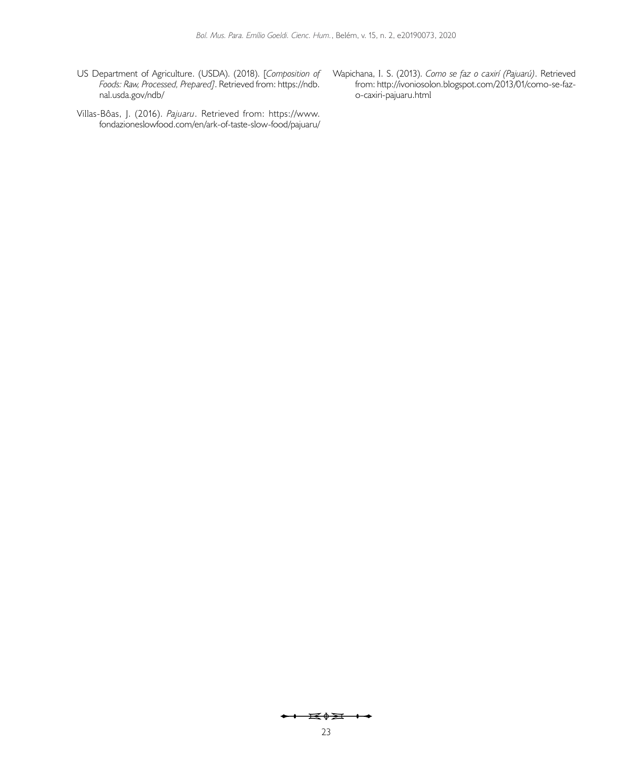US Department of Agriculture. (USDA). (2018). [*Composition of Foods: Raw, Processed, Prepared]*. Retrieved from: https://ndb.nal.usda.gov/ndb/

Villas-Bôas, J. (2016). *Pajuaru*. Retrieved from: https://www.fondazioneslowfood.com/en/ark-of-taste-slow-food/pajuaru/

Wapichana, I. S. (2013). *Como se faz o caxirí (Pajuarú)*. Retrieved from: http://ivoniosolon.blogspot.com/2013/01/como-se-faz-o-caxiri-pajuaru.html